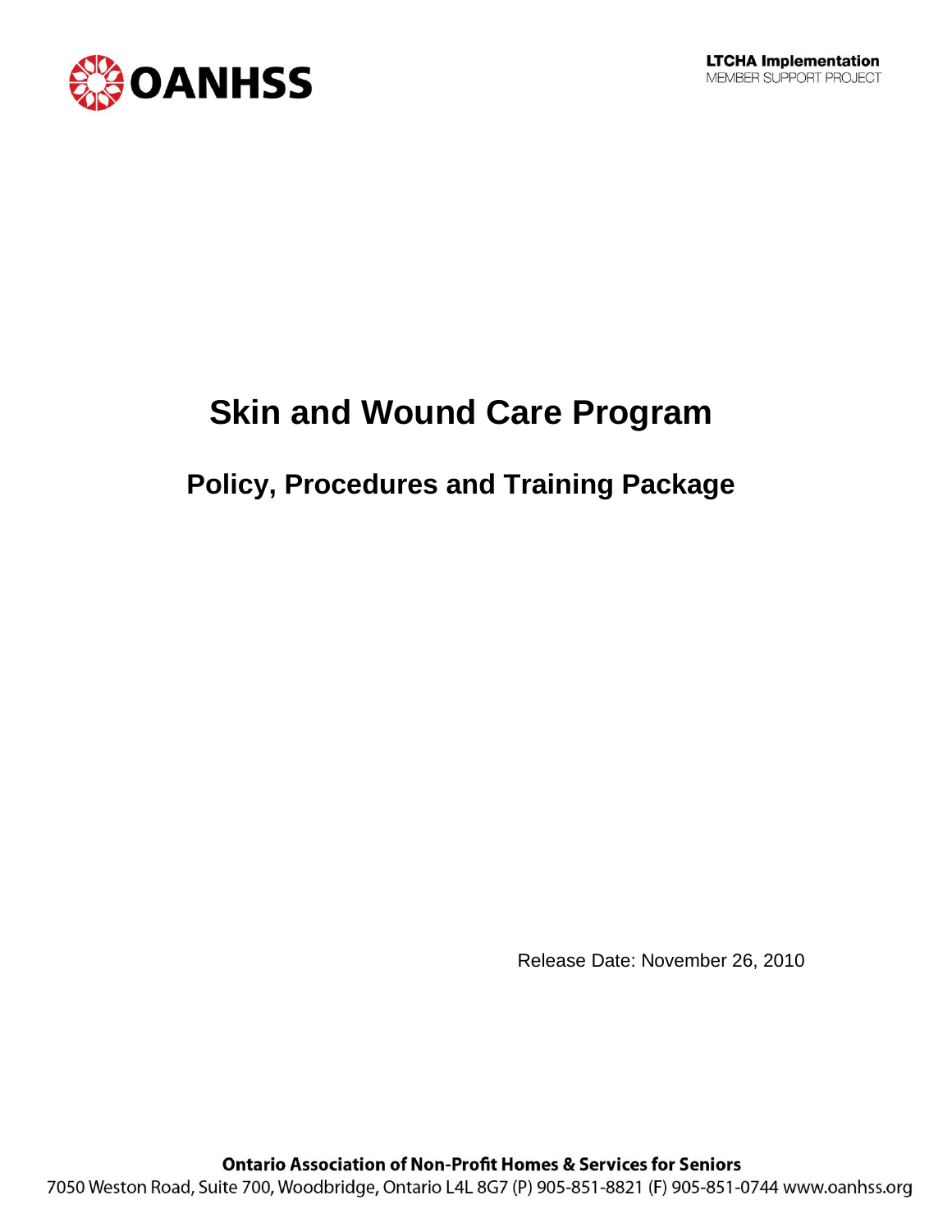OANHSS

LTCHA Implementation
MEMBER SUPPORT PROJECT

# Skin and Wound Care Program

## Policy, Procedures and Training Package

Release Date: November 26, 2010

**Ontario Association of Non-Profit Homes & Services for Seniors**
7050 Weston Road, Suite 700, Woodbridge, Ontario L4L 8G7 (P) 905-851-8821 (F) 905-851-0744 www.oanhss.org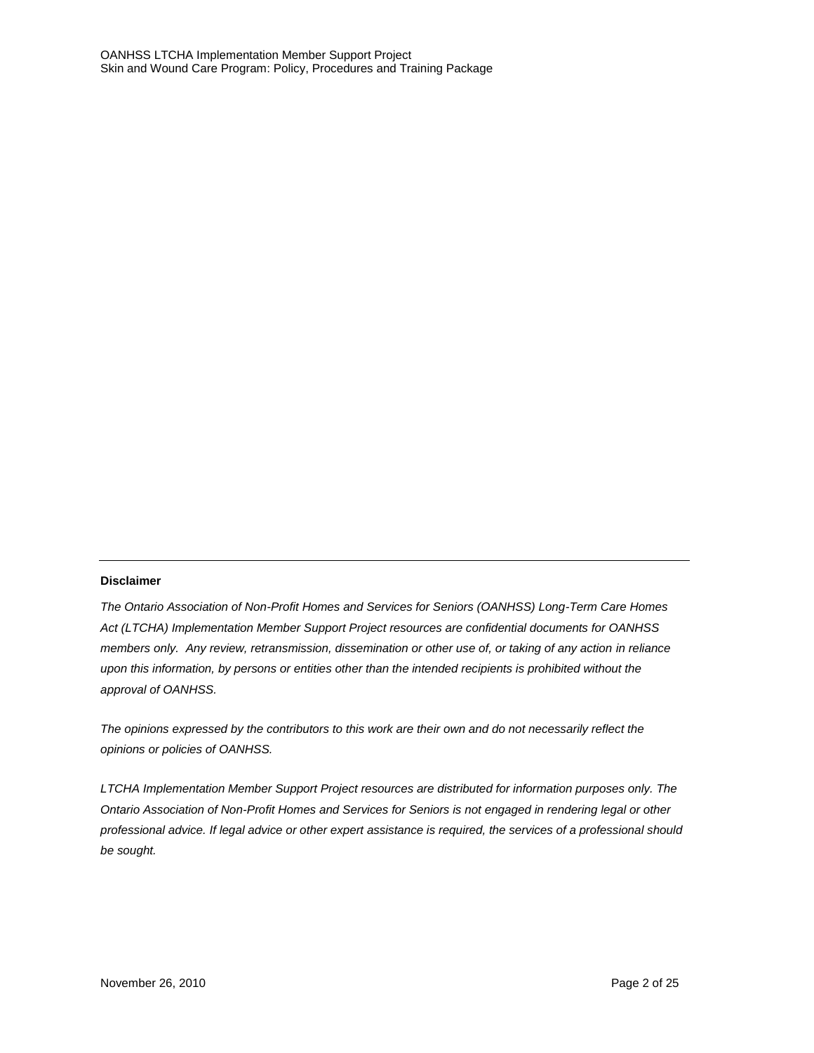**Disclaimer**

*The Ontario Association of Non-Profit Homes and Services for Seniors (OANHSS) Long-Term Care Homes Act (LTCHA) Implementation Member Support Project resources are confidential documents for OANHSS members only. Any review, retransmission, dissemination or other use of, or taking of any action in reliance upon this information, by persons or entities other than the intended recipients is prohibited without the approval of OANHSS.*

*The opinions expressed by the contributors to this work are their own and do not necessarily reflect the opinions or policies of OANHSS.*

*LTCHA Implementation Member Support Project resources are distributed for information purposes only. The Ontario Association of Non-Profit Homes and Services for Seniors is not engaged in rendering legal or other professional advice. If legal advice or other expert assistance is required, the services of a professional should be sought.*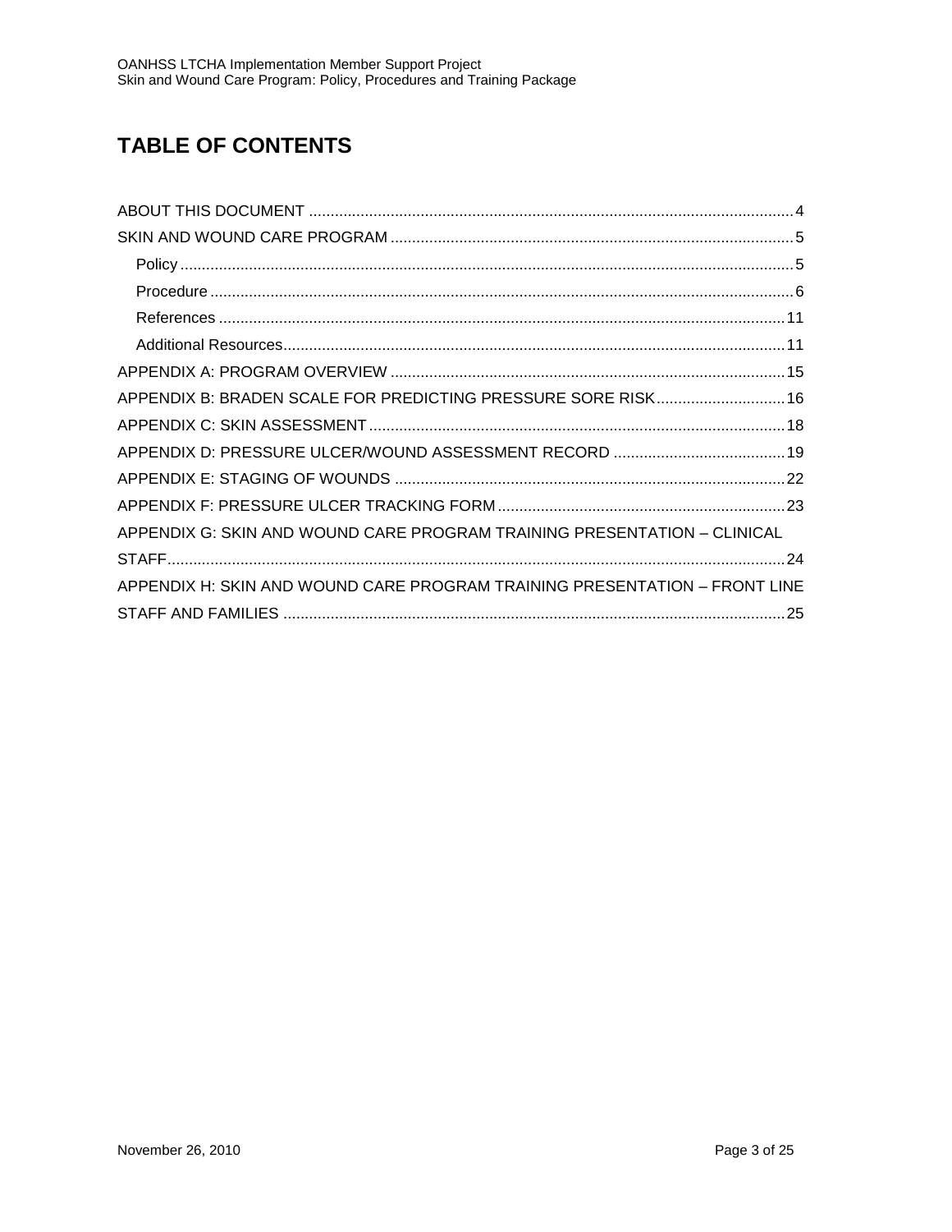# TABLE OF CONTENTS

ABOUT THIS DOCUMENT ........................................................................................................ 4

SKIN AND WOUND CARE PROGRAM ..................................................................................... 5

- Policy ........................................................................................................................................ 5
- Procedure .................................................................................................................................. 6
- References ............................................................................................................................... 11
- Additional Resources................................................................................................................ 11

APPENDIX A: PROGRAM OVERVIEW ................................................................................... 15

APPENDIX B: BRADEN SCALE FOR PREDICTING PRESSURE SORE RISK.............................. 16

APPENDIX C: SKIN ASSESSMENT ......................................................................................... 18

APPENDIX D: PRESSURE ULCER/WOUND ASSESSMENT RECORD ........................................ 19

APPENDIX E: STAGING OF WOUNDS ................................................................................... 22

APPENDIX F: PRESSURE ULCER TRACKING FORM .............................................................. 23

APPENDIX G: SKIN AND WOUND CARE PROGRAM TRAINING PRESENTATION – CLINICAL STAFF.......................................................................................................................................... 24

APPENDIX H: SKIN AND WOUND CARE PROGRAM TRAINING PRESENTATION – FRONT LINE STAFF AND FAMILIES ............................................................................................................ 25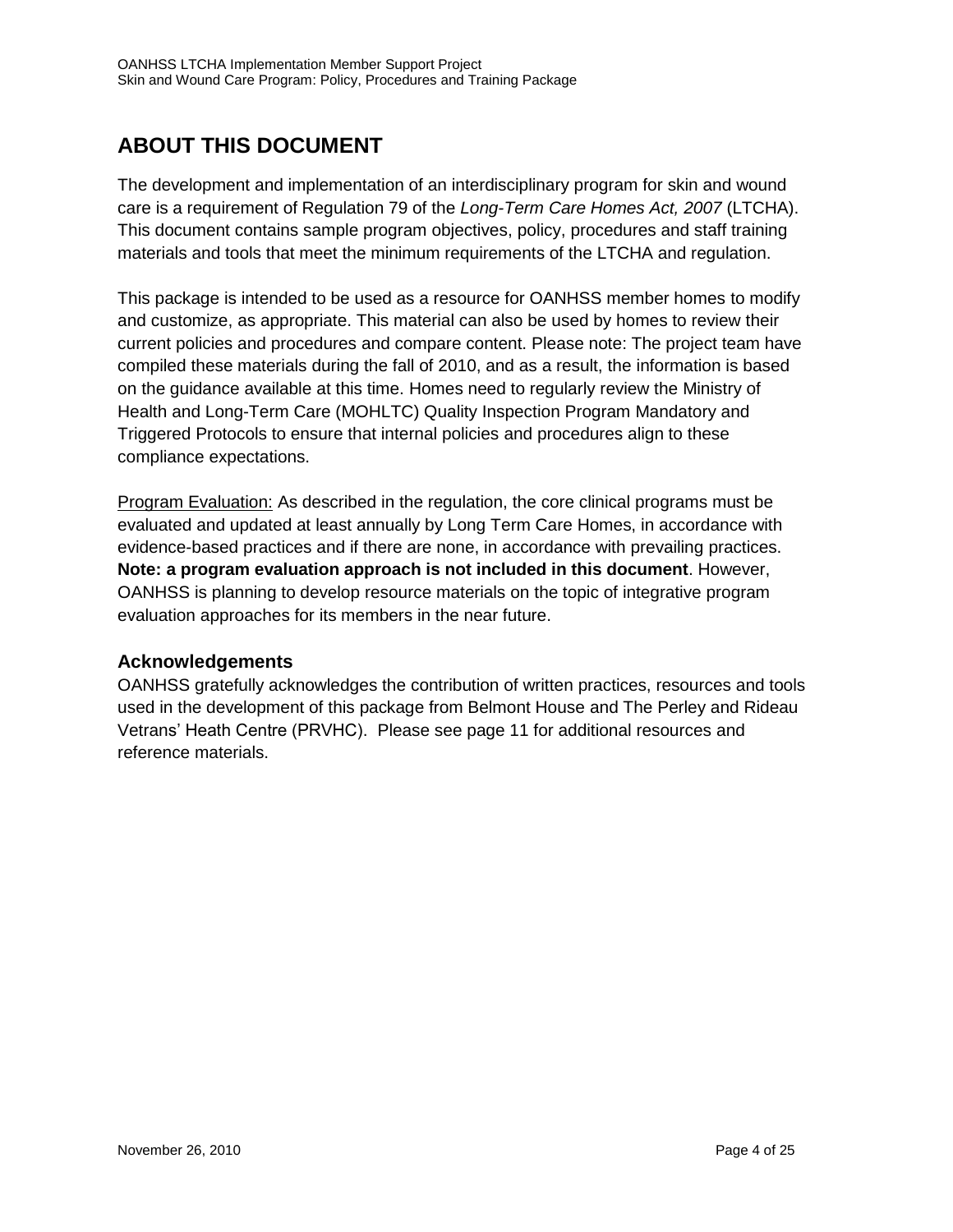# ABOUT THIS DOCUMENT

The development and implementation of an interdisciplinary program for skin and wound care is a requirement of Regulation 79 of the *Long-Term Care Homes Act, 2007* (LTCHA). This document contains sample program objectives, policy, procedures and staff training materials and tools that meet the minimum requirements of the LTCHA and regulation.

This package is intended to be used as a resource for OANHSS member homes to modify and customize, as appropriate. This material can also be used by homes to review their current policies and procedures and compare content. Please note: The project team have compiled these materials during the fall of 2010, and as a result, the information is based on the guidance available at this time. Homes need to regularly review the Ministry of Health and Long-Term Care (MOHLTC) Quality Inspection Program Mandatory and Triggered Protocols to ensure that internal policies and procedures align to these compliance expectations.

Program Evaluation: As described in the regulation, the core clinical programs must be evaluated and updated at least annually by Long Term Care Homes, in accordance with evidence-based practices and if there are none, in accordance with prevailing practices. **Note: a program evaluation approach is not included in this document**. However, OANHSS is planning to develop resource materials on the topic of integrative program evaluation approaches for its members in the near future.

## Acknowledgements

OANHSS gratefully acknowledges the contribution of written practices, resources and tools used in the development of this package from Belmont House and The Perley and Rideau Vetrans' Heath Centre (PRVHC). Please see page 11 for additional resources and reference materials.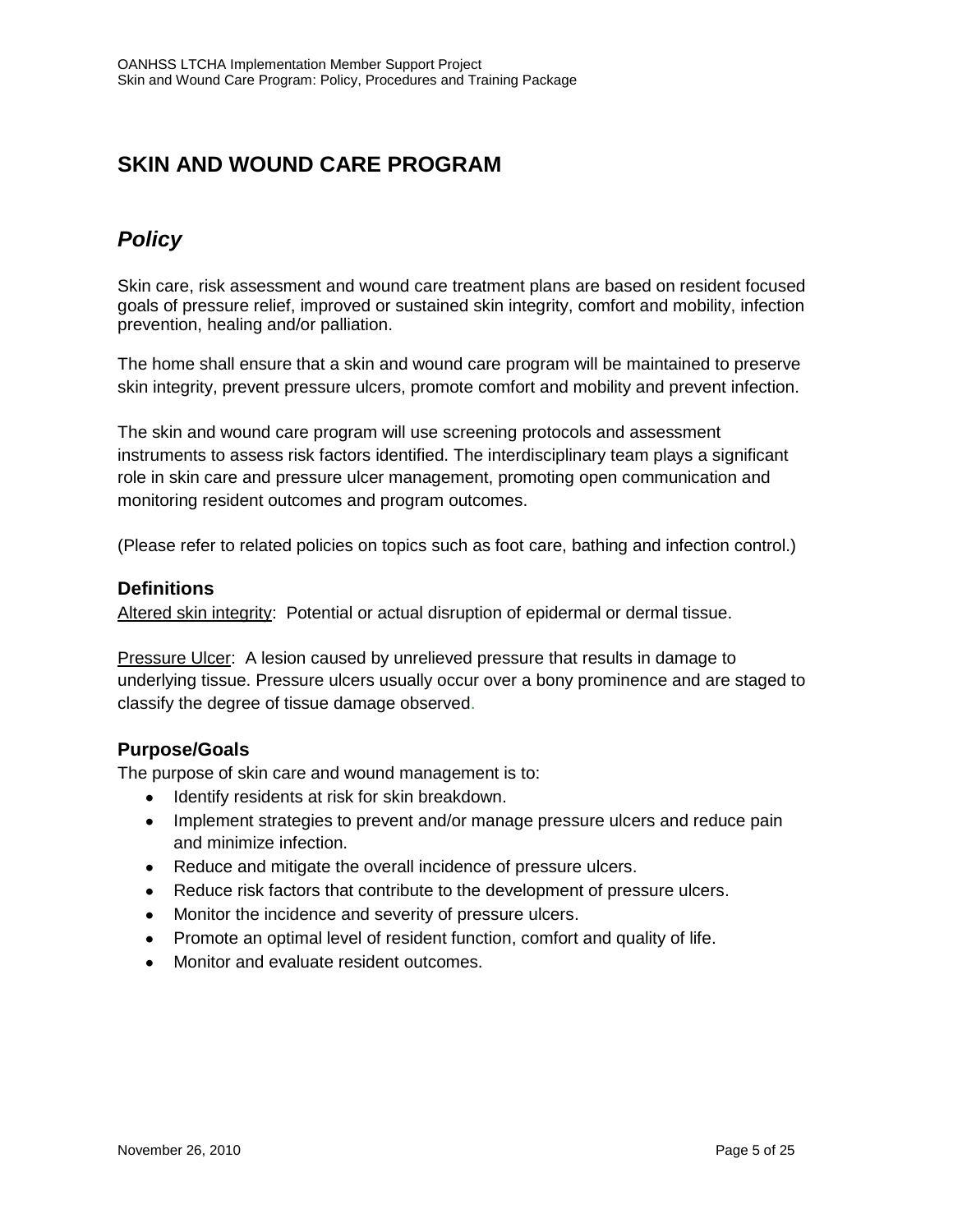# SKIN AND WOUND CARE PROGRAM

## *Policy*

Skin care, risk assessment and wound care treatment plans are based on resident focused goals of pressure relief, improved or sustained skin integrity, comfort and mobility, infection prevention, healing and/or palliation.

The home shall ensure that a skin and wound care program will be maintained to preserve skin integrity, prevent pressure ulcers, promote comfort and mobility and prevent infection.

The skin and wound care program will use screening protocols and assessment instruments to assess risk factors identified. The interdisciplinary team plays a significant role in skin care and pressure ulcer management, promoting open communication and monitoring resident outcomes and program outcomes.

(Please refer to related policies on topics such as foot care, bathing and infection control.)

### Definitions

Altered skin integrity: Potential or actual disruption of epidermal or dermal tissue.

Pressure Ulcer: A lesion caused by unrelieved pressure that results in damage to underlying tissue. Pressure ulcers usually occur over a bony prominence and are staged to classify the degree of tissue damage observed.

### Purpose/Goals

The purpose of skin care and wound management is to:

- Identify residents at risk for skin breakdown.
- Implement strategies to prevent and/or manage pressure ulcers and reduce pain and minimize infection.
- Reduce and mitigate the overall incidence of pressure ulcers.
- Reduce risk factors that contribute to the development of pressure ulcers.
- Monitor the incidence and severity of pressure ulcers.
- Promote an optimal level of resident function, comfort and quality of life.
- Monitor and evaluate resident outcomes.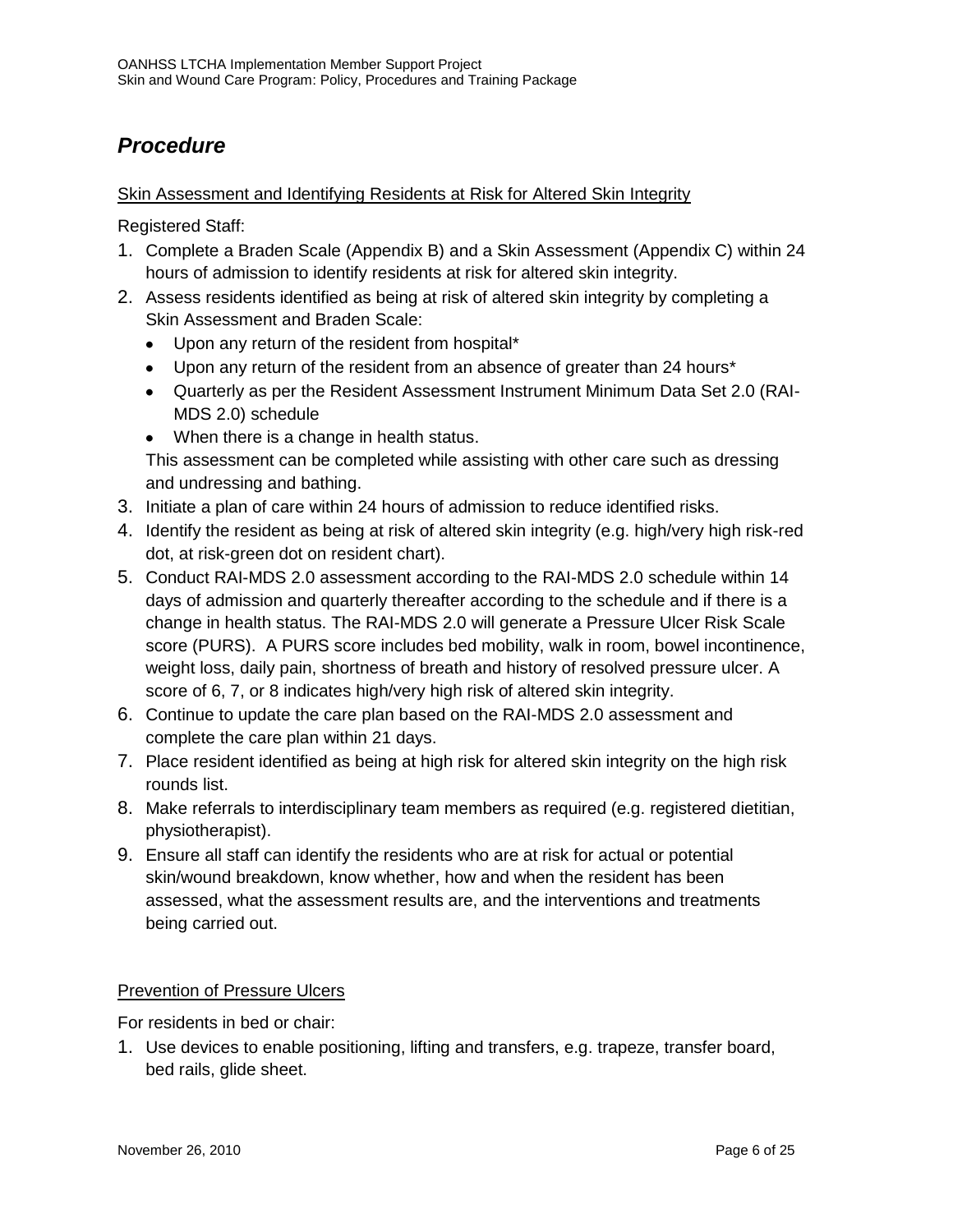## *Procedure*

Skin Assessment and Identifying Residents at Risk for Altered Skin Integrity

Registered Staff:

1. Complete a Braden Scale (Appendix B) and a Skin Assessment (Appendix C) within 24 hours of admission to identify residents at risk for altered skin integrity.
2. Assess residents identified as being at risk of altered skin integrity by completing a Skin Assessment and Braden Scale:
   - Upon any return of the resident from hospital*
   - Upon any return of the resident from an absence of greater than 24 hours*
   - Quarterly as per the Resident Assessment Instrument Minimum Data Set 2.0 (RAI-MDS 2.0) schedule
   - When there is a change in health status.

   This assessment can be completed while assisting with other care such as dressing and undressing and bathing.
3. Initiate a plan of care within 24 hours of admission to reduce identified risks.
4. Identify the resident as being at risk of altered skin integrity (e.g. high/very high risk-red dot, at risk-green dot on resident chart).
5. Conduct RAI-MDS 2.0 assessment according to the RAI-MDS 2.0 schedule within 14 days of admission and quarterly thereafter according to the schedule and if there is a change in health status. The RAI-MDS 2.0 will generate a Pressure Ulcer Risk Scale score (PURS). A PURS score includes bed mobility, walk in room, bowel incontinence, weight loss, daily pain, shortness of breath and history of resolved pressure ulcer. A score of 6, 7, or 8 indicates high/very high risk of altered skin integrity.
6. Continue to update the care plan based on the RAI-MDS 2.0 assessment and complete the care plan within 21 days.
7. Place resident identified as being at high risk for altered skin integrity on the high risk rounds list.
8. Make referrals to interdisciplinary team members as required (e.g. registered dietitian, physiotherapist).
9. Ensure all staff can identify the residents who are at risk for actual or potential skin/wound breakdown, know whether, how and when the resident has been assessed, what the assessment results are, and the interventions and treatments being carried out.

Prevention of Pressure Ulcers

For residents in bed or chair:

1. Use devices to enable positioning, lifting and transfers, e.g. trapeze, transfer board, bed rails, glide sheet.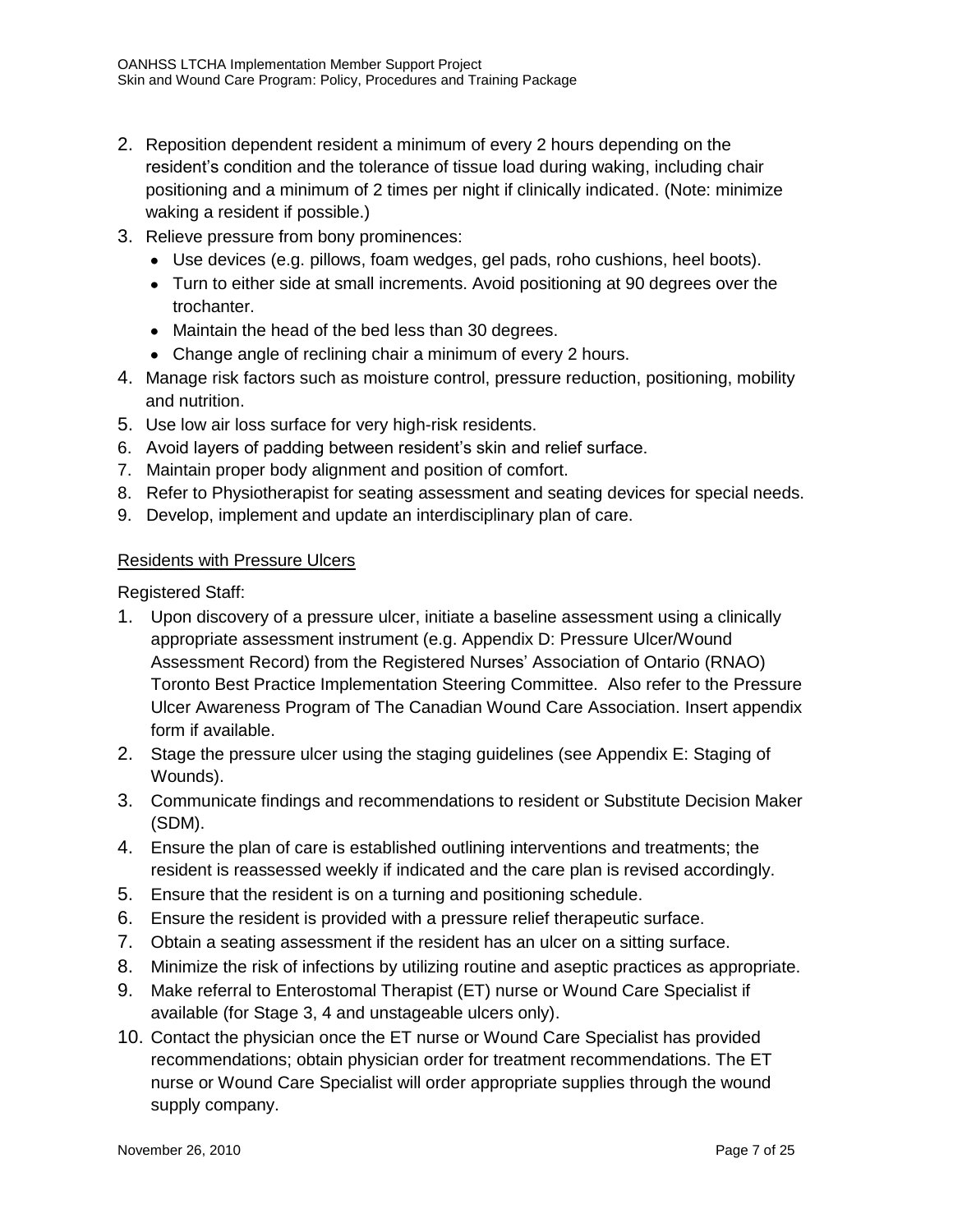2. Reposition dependent resident a minimum of every 2 hours depending on the resident's condition and the tolerance of tissue load during waking, including chair positioning and a minimum of 2 times per night if clinically indicated. (Note: minimize waking a resident if possible.)
3. Relieve pressure from bony prominences:
   - Use devices (e.g. pillows, foam wedges, gel pads, roho cushions, heel boots).
   - Turn to either side at small increments. Avoid positioning at 90 degrees over the trochanter.
   - Maintain the head of the bed less than 30 degrees.
   - Change angle of reclining chair a minimum of every 2 hours.
4. Manage risk factors such as moisture control, pressure reduction, positioning, mobility and nutrition.
5. Use low air loss surface for very high-risk residents.
6. Avoid layers of padding between resident's skin and relief surface.
7. Maintain proper body alignment and position of comfort.
8. Refer to Physiotherapist for seating assessment and seating devices for special needs.
9. Develop, implement and update an interdisciplinary plan of care.

<u>Residents with Pressure Ulcers</u>

Registered Staff:

1. Upon discovery of a pressure ulcer, initiate a baseline assessment using a clinically appropriate assessment instrument (e.g. Appendix D: Pressure Ulcer/Wound Assessment Record) from the Registered Nurses' Association of Ontario (RNAO) Toronto Best Practice Implementation Steering Committee. Also refer to the Pressure Ulcer Awareness Program of The Canadian Wound Care Association. Insert appendix form if available.
2. Stage the pressure ulcer using the staging guidelines (see Appendix E: Staging of Wounds).
3. Communicate findings and recommendations to resident or Substitute Decision Maker (SDM).
4. Ensure the plan of care is established outlining interventions and treatments; the resident is reassessed weekly if indicated and the care plan is revised accordingly.
5. Ensure that the resident is on a turning and positioning schedule.
6. Ensure the resident is provided with a pressure relief therapeutic surface.
7. Obtain a seating assessment if the resident has an ulcer on a sitting surface.
8. Minimize the risk of infections by utilizing routine and aseptic practices as appropriate.
9. Make referral to Enterostomal Therapist (ET) nurse or Wound Care Specialist if available (for Stage 3, 4 and unstageable ulcers only).
10. Contact the physician once the ET nurse or Wound Care Specialist has provided recommendations; obtain physician order for treatment recommendations. The ET nurse or Wound Care Specialist will order appropriate supplies through the wound supply company.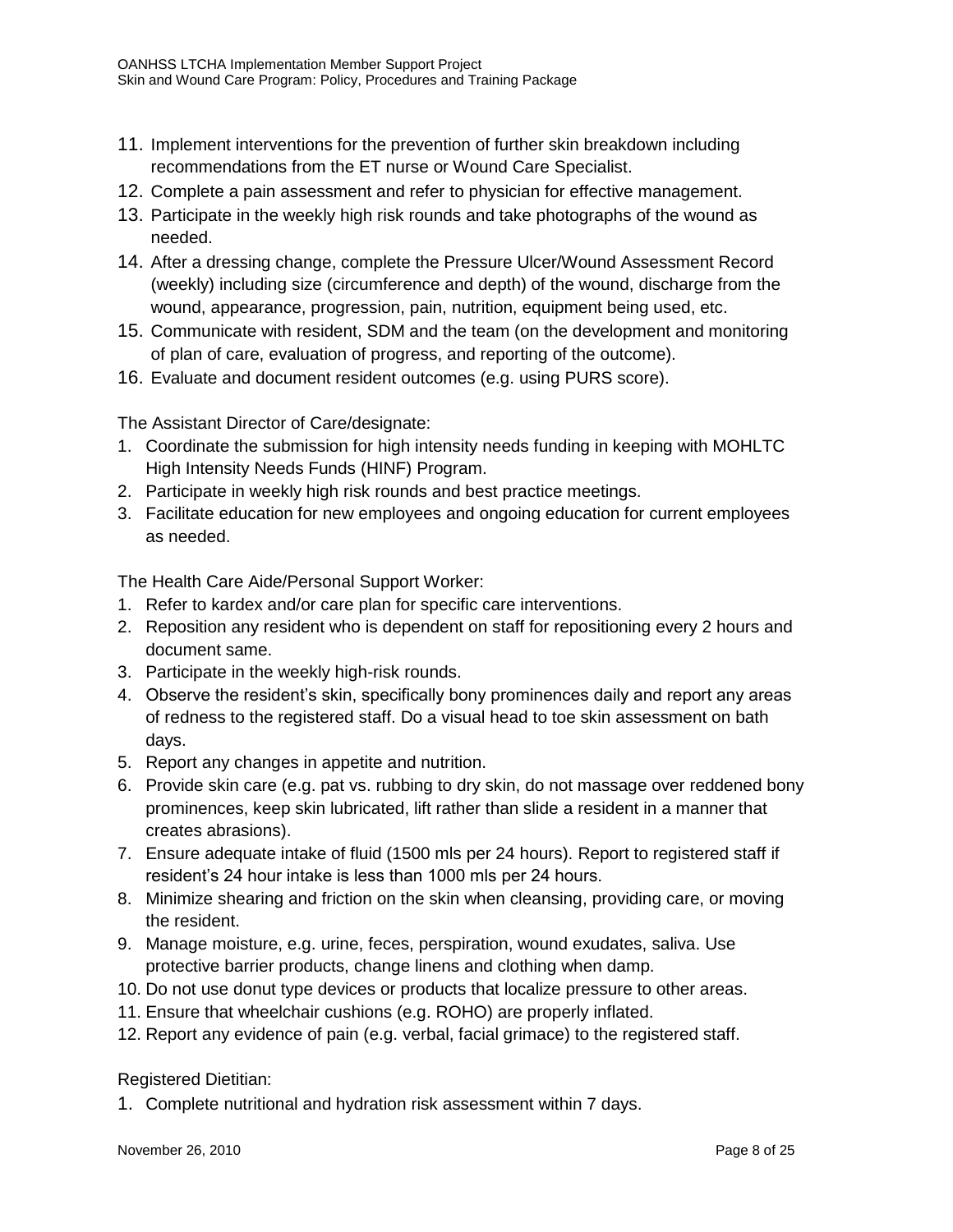11. Implement interventions for the prevention of further skin breakdown including recommendations from the ET nurse or Wound Care Specialist.
12. Complete a pain assessment and refer to physician for effective management.
13. Participate in the weekly high risk rounds and take photographs of the wound as needed.
14. After a dressing change, complete the Pressure Ulcer/Wound Assessment Record (weekly) including size (circumference and depth) of the wound, discharge from the wound, appearance, progression, pain, nutrition, equipment being used, etc.
15. Communicate with resident, SDM and the team (on the development and monitoring of plan of care, evaluation of progress, and reporting of the outcome).
16. Evaluate and document resident outcomes (e.g. using PURS score).

The Assistant Director of Care/designate:

1. Coordinate the submission for high intensity needs funding in keeping with MOHLTC High Intensity Needs Funds (HINF) Program.
2. Participate in weekly high risk rounds and best practice meetings.
3. Facilitate education for new employees and ongoing education for current employees as needed.

The Health Care Aide/Personal Support Worker:

1. Refer to kardex and/or care plan for specific care interventions.
2. Reposition any resident who is dependent on staff for repositioning every 2 hours and document same.
3. Participate in the weekly high-risk rounds.
4. Observe the resident's skin, specifically bony prominences daily and report any areas of redness to the registered staff. Do a visual head to toe skin assessment on bath days.
5. Report any changes in appetite and nutrition.
6. Provide skin care (e.g. pat vs. rubbing to dry skin, do not massage over reddened bony prominences, keep skin lubricated, lift rather than slide a resident in a manner that creates abrasions).
7. Ensure adequate intake of fluid (1500 mls per 24 hours). Report to registered staff if resident's 24 hour intake is less than 1000 mls per 24 hours.
8. Minimize shearing and friction on the skin when cleansing, providing care, or moving the resident.
9. Manage moisture, e.g. urine, feces, perspiration, wound exudates, saliva. Use protective barrier products, change linens and clothing when damp.
10. Do not use donut type devices or products that localize pressure to other areas.
11. Ensure that wheelchair cushions (e.g. ROHO) are properly inflated.
12. Report any evidence of pain (e.g. verbal, facial grimace) to the registered staff.

Registered Dietitian:

1. Complete nutritional and hydration risk assessment within 7 days.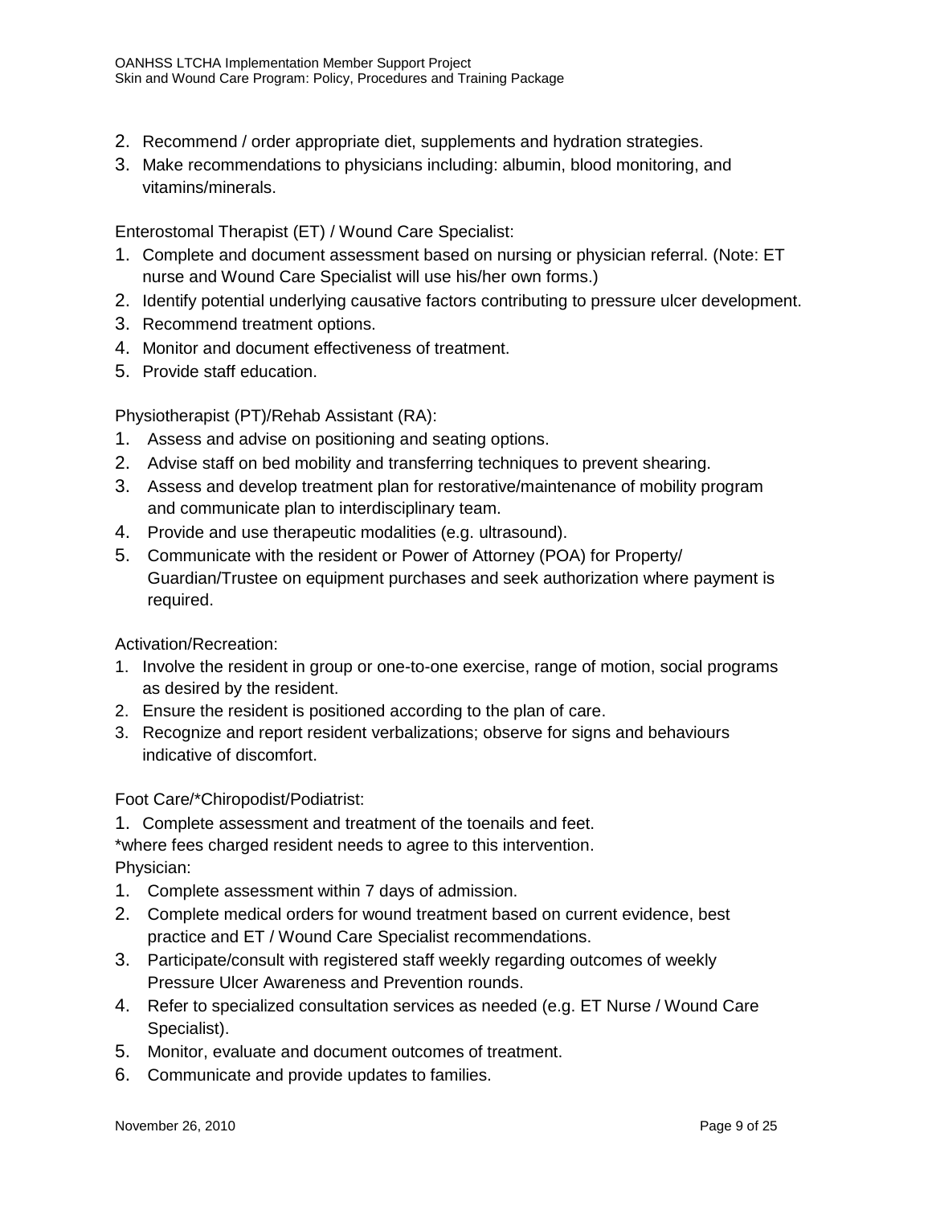2. Recommend / order appropriate diet, supplements and hydration strategies.
3. Make recommendations to physicians including: albumin, blood monitoring, and vitamins/minerals.

Enterostomal Therapist (ET) / Wound Care Specialist:

1. Complete and document assessment based on nursing or physician referral. (Note: ET nurse and Wound Care Specialist will use his/her own forms.)
2. Identify potential underlying causative factors contributing to pressure ulcer development.
3. Recommend treatment options.
4. Monitor and document effectiveness of treatment.
5. Provide staff education.

Physiotherapist (PT)/Rehab Assistant (RA):

1. Assess and advise on positioning and seating options.
2. Advise staff on bed mobility and transferring techniques to prevent shearing.
3. Assess and develop treatment plan for restorative/maintenance of mobility program and communicate plan to interdisciplinary team.
4. Provide and use therapeutic modalities (e.g. ultrasound).
5. Communicate with the resident or Power of Attorney (POA) for Property/ Guardian/Trustee on equipment purchases and seek authorization where payment is required.

Activation/Recreation:

1. Involve the resident in group or one-to-one exercise, range of motion, social programs as desired by the resident.
2. Ensure the resident is positioned according to the plan of care.
3. Recognize and report resident verbalizations; observe for signs and behaviours indicative of discomfort.

Foot Care/*Chiropodist/Podiatrist:

1. Complete assessment and treatment of the toenails and feet.

*where fees charged resident needs to agree to this intervention.

Physician:

1. Complete assessment within 7 days of admission.
2. Complete medical orders for wound treatment based on current evidence, best practice and ET / Wound Care Specialist recommendations.
3. Participate/consult with registered staff weekly regarding outcomes of weekly Pressure Ulcer Awareness and Prevention rounds.
4. Refer to specialized consultation services as needed (e.g. ET Nurse / Wound Care Specialist).
5. Monitor, evaluate and document outcomes of treatment.
6. Communicate and provide updates to families.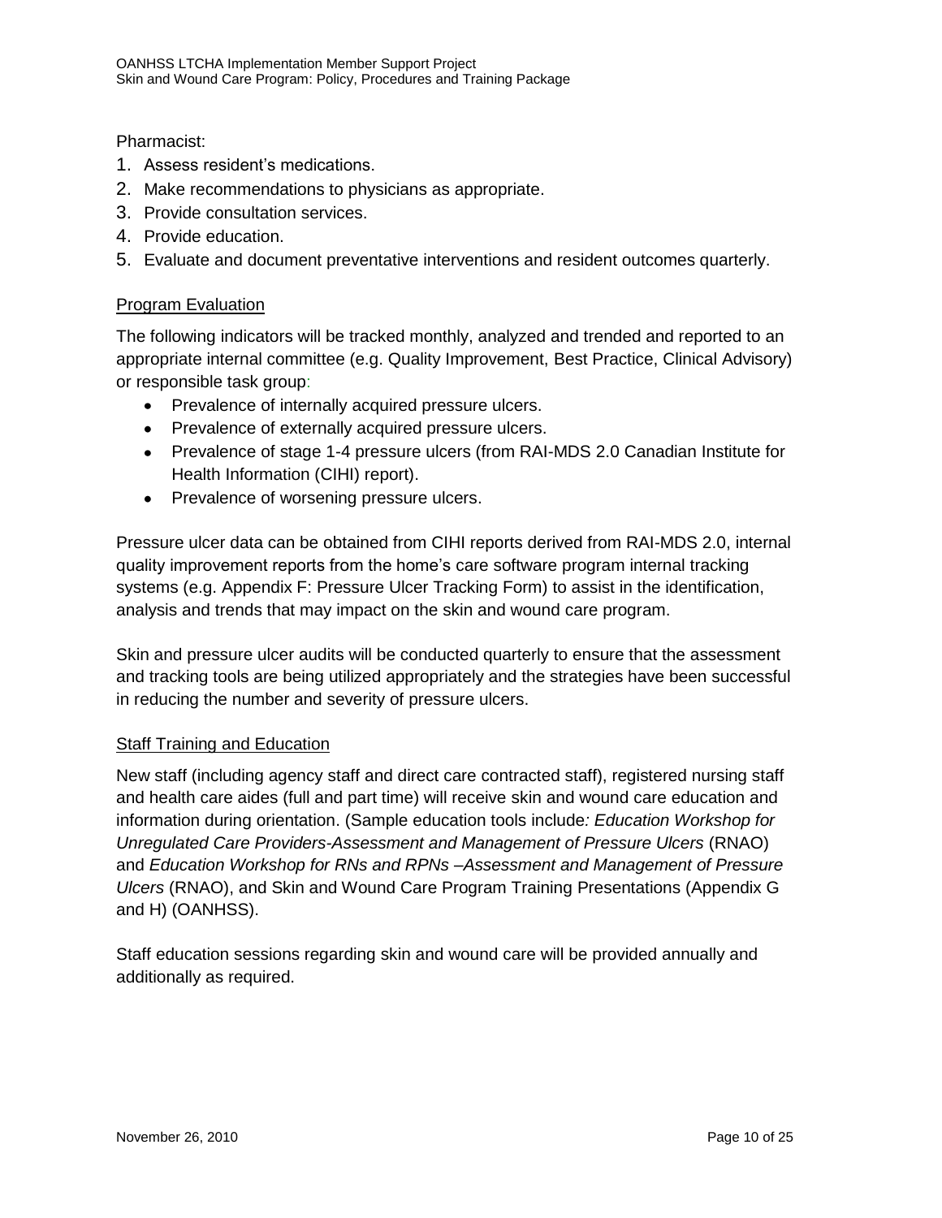Pharmacist:

1. Assess resident's medications.
2. Make recommendations to physicians as appropriate.
3. Provide consultation services.
4. Provide education.
5. Evaluate and document preventative interventions and resident outcomes quarterly.

<u>Program Evaluation</u>

The following indicators will be tracked monthly, analyzed and trended and reported to an appropriate internal committee (e.g. Quality Improvement, Best Practice, Clinical Advisory) or responsible task group:

- Prevalence of internally acquired pressure ulcers.
- Prevalence of externally acquired pressure ulcers.
- Prevalence of stage 1-4 pressure ulcers (from RAI-MDS 2.0 Canadian Institute for Health Information (CIHI) report).
- Prevalence of worsening pressure ulcers.

Pressure ulcer data can be obtained from CIHI reports derived from RAI-MDS 2.0, internal quality improvement reports from the home's care software program internal tracking systems (e.g. Appendix F: Pressure Ulcer Tracking Form) to assist in the identification, analysis and trends that may impact on the skin and wound care program.

Skin and pressure ulcer audits will be conducted quarterly to ensure that the assessment and tracking tools are being utilized appropriately and the strategies have been successful in reducing the number and severity of pressure ulcers.

<u>Staff Training and Education</u>

New staff (including agency staff and direct care contracted staff), registered nursing staff and health care aides (full and part time) will receive skin and wound care education and information during orientation. (Sample education tools include*: Education Workshop for Unregulated Care Providers-Assessment and Management of Pressure Ulcers* (RNAO) and *Education Workshop for RNs and RPNs –Assessment and Management of Pressure Ulcers* (RNAO), and Skin and Wound Care Program Training Presentations (Appendix G and H) (OANHSS).

Staff education sessions regarding skin and wound care will be provided annually and additionally as required.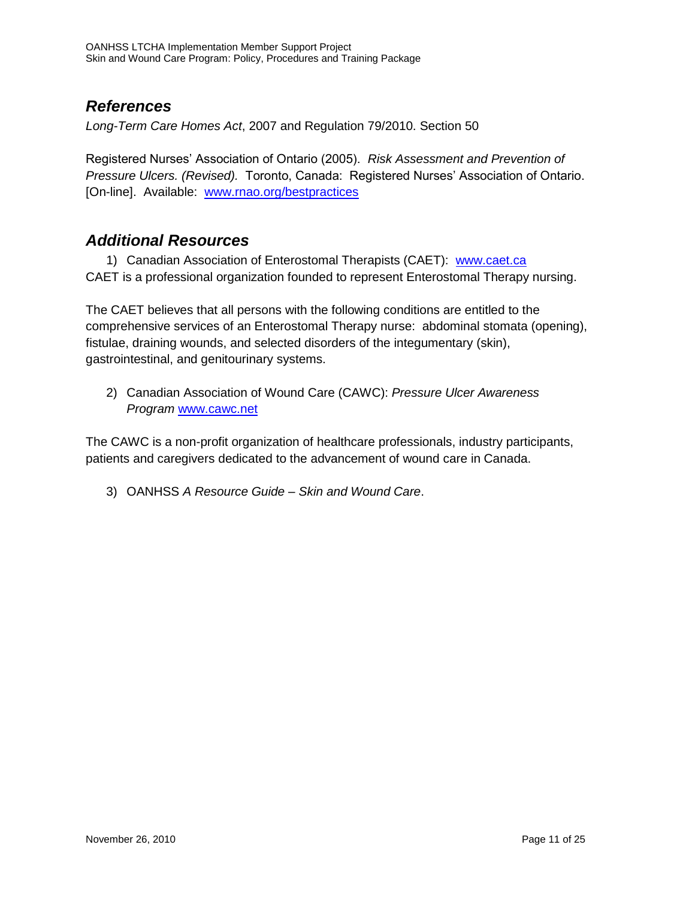## *References*

*Long-Term Care Homes Act*, 2007 and Regulation 79/2010. Section 50

Registered Nurses' Association of Ontario (2005). *Risk Assessment and Prevention of Pressure Ulcers. (Revised).* Toronto, Canada: Registered Nurses' Association of Ontario. [On-line]. Available: www.rnao.org/bestpractices

## *Additional Resources*

1) Canadian Association of Enterostomal Therapists (CAET): www.caet.ca

CAET is a professional organization founded to represent Enterostomal Therapy nursing.

The CAET believes that all persons with the following conditions are entitled to the comprehensive services of an Enterostomal Therapy nurse: abdominal stomata (opening), fistulae, draining wounds, and selected disorders of the integumentary (skin), gastrointestinal, and genitourinary systems.

2) Canadian Association of Wound Care (CAWC): *Pressure Ulcer Awareness Program* www.cawc.net

The CAWC is a non-profit organization of healthcare professionals, industry participants, patients and caregivers dedicated to the advancement of wound care in Canada.

3) OANHSS *A Resource Guide – Skin and Wound Care*.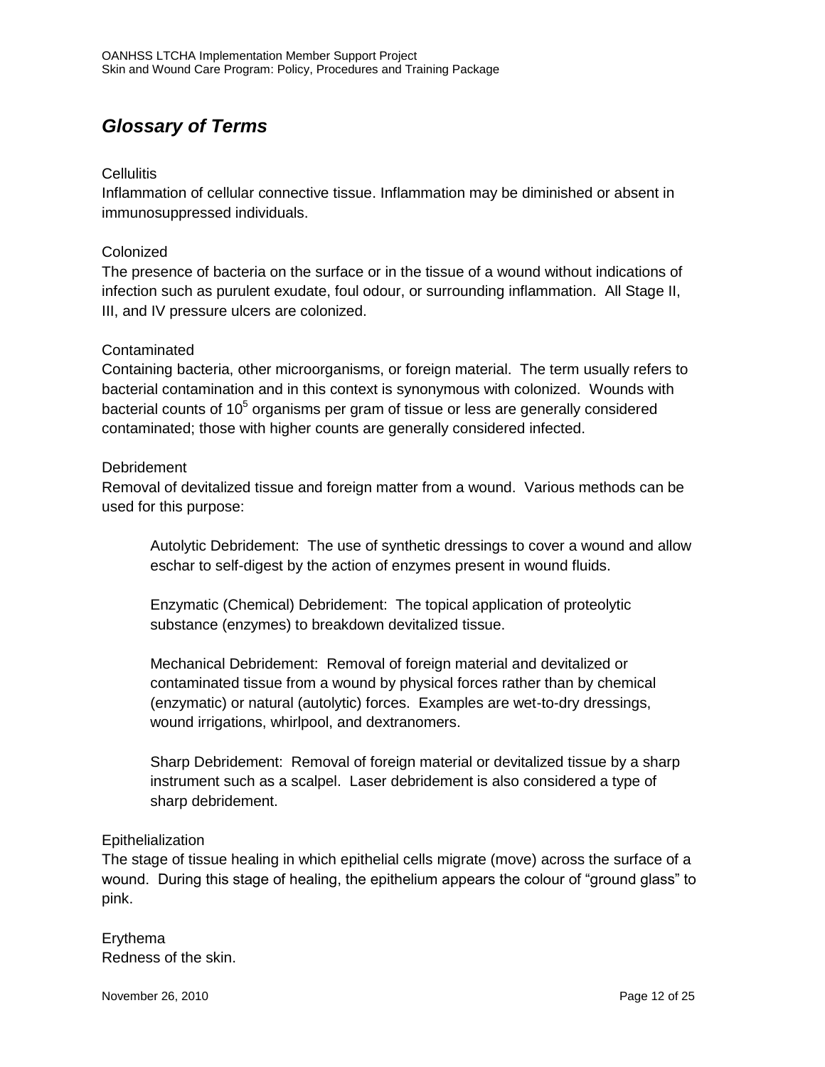## *Glossary of Terms*

Cellulitis
Inflammation of cellular connective tissue. Inflammation may be diminished or absent in immunosuppressed individuals.

Colonized
The presence of bacteria on the surface or in the tissue of a wound without indications of infection such as purulent exudate, foul odour, or surrounding inflammation. All Stage II, III, and IV pressure ulcers are colonized.

Contaminated
Containing bacteria, other microorganisms, or foreign material. The term usually refers to bacterial contamination and in this context is synonymous with colonized. Wounds with bacterial counts of $10^5$ organisms per gram of tissue or less are generally considered contaminated; those with higher counts are generally considered infected.

Debridement
Removal of devitalized tissue and foreign matter from a wound. Various methods can be used for this purpose:

> Autolytic Debridement: The use of synthetic dressings to cover a wound and allow eschar to self-digest by the action of enzymes present in wound fluids.
>
> Enzymatic (Chemical) Debridement: The topical application of proteolytic substance (enzymes) to breakdown devitalized tissue.
>
> Mechanical Debridement: Removal of foreign material and devitalized or contaminated tissue from a wound by physical forces rather than by chemical (enzymatic) or natural (autolytic) forces. Examples are wet-to-dry dressings, wound irrigations, whirlpool, and dextranomers.
>
> Sharp Debridement: Removal of foreign material or devitalized tissue by a sharp instrument such as a scalpel. Laser debridement is also considered a type of sharp debridement.

Epithelialization
The stage of tissue healing in which epithelial cells migrate (move) across the surface of a wound. During this stage of healing, the epithelium appears the colour of "ground glass" to pink.

Erythema
Redness of the skin.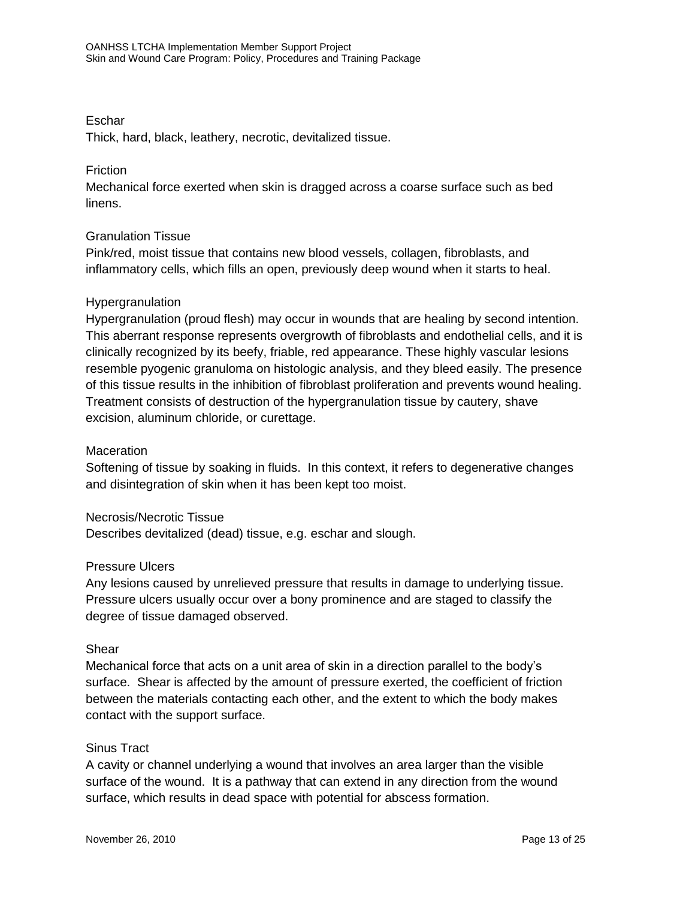Eschar

Thick, hard, black, leathery, necrotic, devitalized tissue.

Friction

Mechanical force exerted when skin is dragged across a coarse surface such as bed linens.

Granulation Tissue

Pink/red, moist tissue that contains new blood vessels, collagen, fibroblasts, and inflammatory cells, which fills an open, previously deep wound when it starts to heal.

Hypergranulation

Hypergranulation (proud flesh) may occur in wounds that are healing by second intention. This aberrant response represents overgrowth of fibroblasts and endothelial cells, and it is clinically recognized by its beefy, friable, red appearance. These highly vascular lesions resemble pyogenic granuloma on histologic analysis, and they bleed easily. The presence of this tissue results in the inhibition of fibroblast proliferation and prevents wound healing. Treatment consists of destruction of the hypergranulation tissue by cautery, shave excision, aluminum chloride, or curettage.

Maceration

Softening of tissue by soaking in fluids. In this context, it refers to degenerative changes and disintegration of skin when it has been kept too moist.

Necrosis/Necrotic Tissue

Describes devitalized (dead) tissue, e.g. eschar and slough.

Pressure Ulcers

Any lesions caused by unrelieved pressure that results in damage to underlying tissue. Pressure ulcers usually occur over a bony prominence and are staged to classify the degree of tissue damaged observed.

Shear

Mechanical force that acts on a unit area of skin in a direction parallel to the body's surface. Shear is affected by the amount of pressure exerted, the coefficient of friction between the materials contacting each other, and the extent to which the body makes contact with the support surface.

Sinus Tract

A cavity or channel underlying a wound that involves an area larger than the visible surface of the wound. It is a pathway that can extend in any direction from the wound surface, which results in dead space with potential for abscess formation.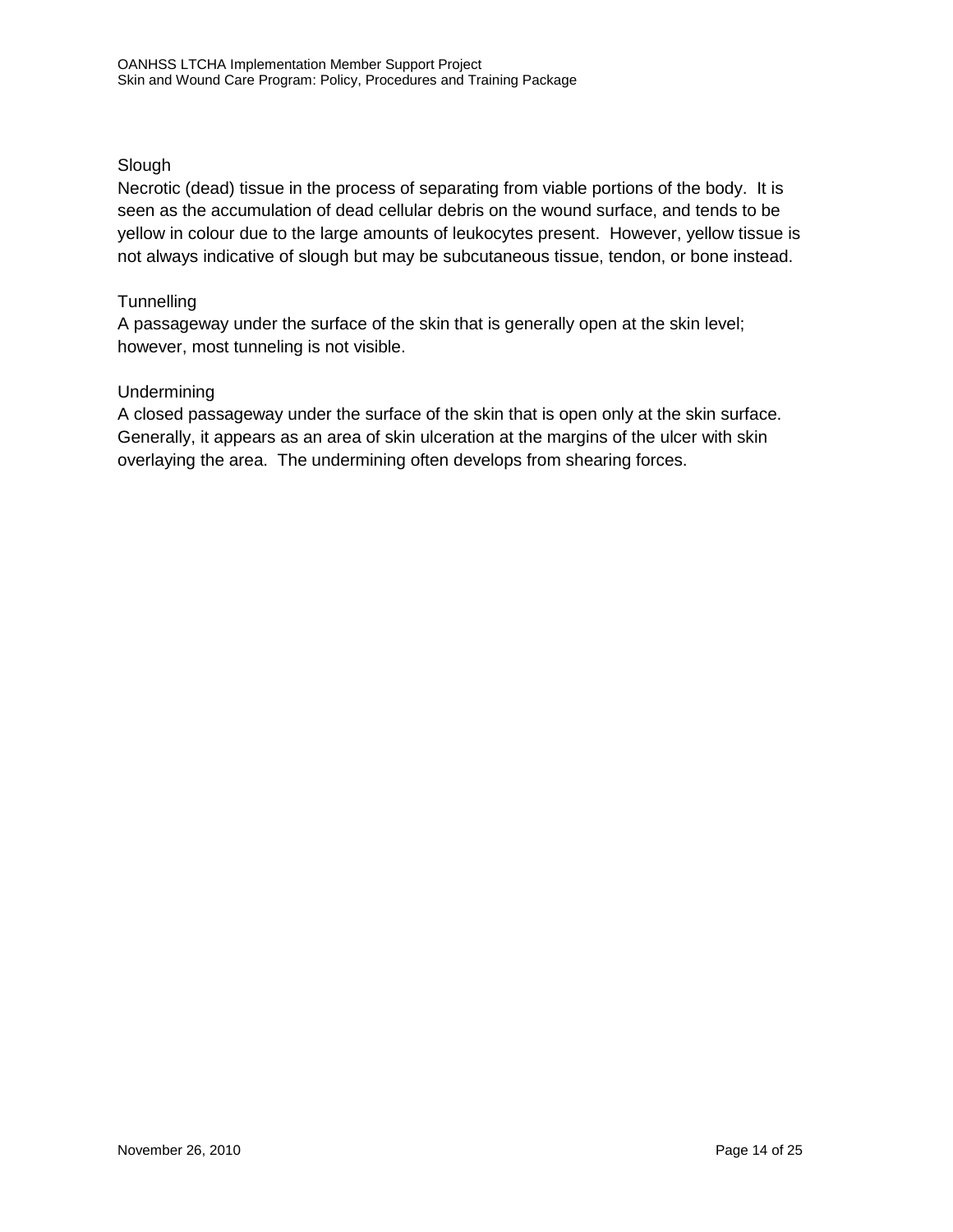Slough

Necrotic (dead) tissue in the process of separating from viable portions of the body. It is seen as the accumulation of dead cellular debris on the wound surface, and tends to be yellow in colour due to the large amounts of leukocytes present. However, yellow tissue is not always indicative of slough but may be subcutaneous tissue, tendon, or bone instead.

Tunnelling

A passageway under the surface of the skin that is generally open at the skin level; however, most tunneling is not visible.

Undermining

A closed passageway under the surface of the skin that is open only at the skin surface. Generally, it appears as an area of skin ulceration at the margins of the ulcer with skin overlaying the area. The undermining often develops from shearing forces.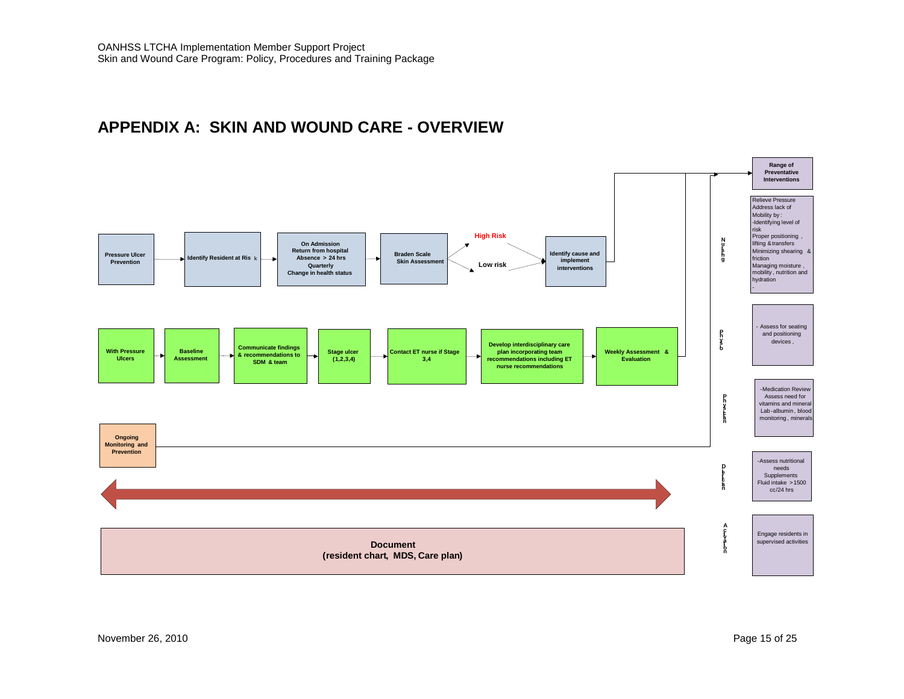# APPENDIX A: SKIN AND WOUND CARE - OVERVIEW

**Pressure Ulcer Prevention** → **Identify Resident at Risk** → **On Admission, Return from hospital, Absence > 24 hrs, Quarterly, Change in health status** → **Braden Scale Skin Assessment** → **High Risk** / **Low risk** → **Identify cause and implement interventions** → **Range of Preventative Interventions**

**With Pressure Ulcers** → **Baseline Assessment** → **Communicate findings & recommendations to SDM & team** → **Stage ulcer (1,2,3,4)** → **Contact ET nurse if Stage 3,4** → **Develop interdisciplinary care plan incorporating team recommendations including ET nurse recommendations** → **Weekly Assessment & Evaluation** → **Range of Preventative Interventions**

**Ongoing Monitoring and Prevention** → **Range of Preventative Interventions**

**Range of Preventative Interventions**

| | |
|---|---|
| **Nursing** | Relieve Pressure<br>Address lack of Mobility by:<br>-Identifying level of risk<br>Proper positioning, lifting & transfers<br>Minimizing shearing & friction<br>Managing moisture, mobility, nutrition and hydration<br>- |
| **Physio** | - Assess for seating and positioning devices, |
| **Physician** | -Medication Review<br>Assess need for vitamins and mineral<br>Lab-albumin, blood monitoring, minerals |
| **Dietician** | -Assess nutritional needs<br>Supplements<br>Fluid intake > 1500 cc/24 hrs |
| **Activation** | Engage residents in supervised activities |

**Document**
**(resident chart, MDS, Care plan)**

November 26, 2010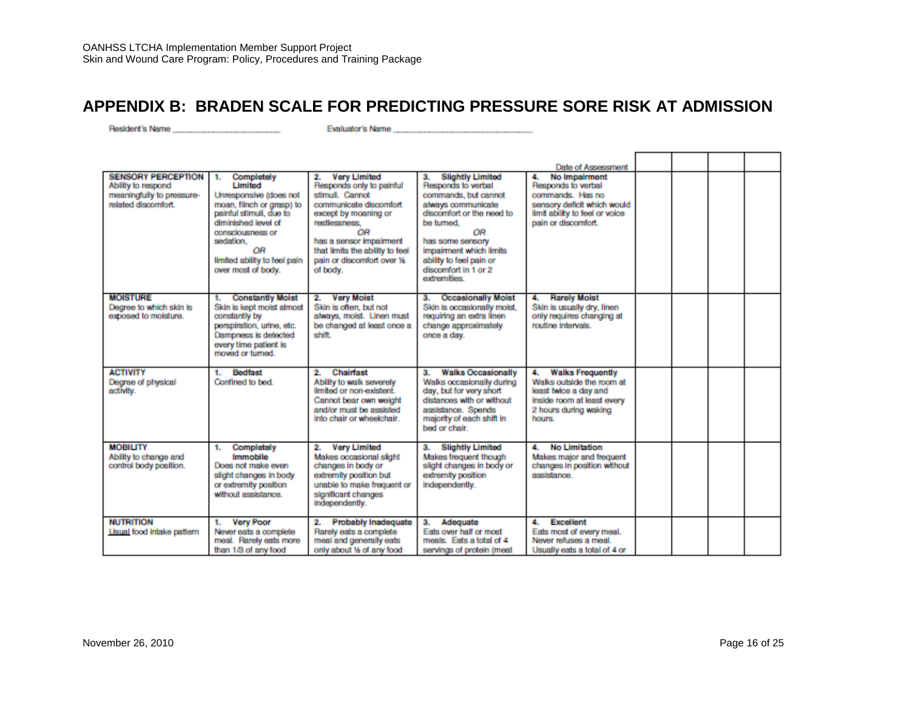## APPENDIX B: BRADEN SCALE FOR PREDICTING PRESSURE SORE RISK AT ADMISSION

Resident's Name ______________________ Evaluator's Name ____________________________

| | | | | Date of Assessment | | | | |
|---|---|---|---|---|---|---|---|---|
| **SENSORY PERCEPTION** Ability to respond meaningfully to pressure-related discomfort. | **1. Completely Limited** Unresponsive (does not moan, flinch or grasp) to painful stimuli, due to diminished level of consciousness or sedation, *OR* limited ability to feel pain over most of body. | **2. Very Limited** Responds only to painful stimuli. Cannot communicate discomfort except by moaning or restlessness, *OR* has a sensor impairment that limits the ability to feel pain or discomfort over ½ of body. | **3. Slightly Limited** Responds to verbal commands, but cannot always communicate discomfort or the need to be turned, *OR* has some sensory impairment which limits ability to feel pain or discomfort in 1 or 2 extremities. | **4. No Impairment** Responds to verbal commands. Has no sensory deficit which would limit ability to feel or voice pain or discomfort. | | | | |
| **MOISTURE** Degree to which skin is exposed to moisture. | **1. Constantly Moist** Skin is kept moist almost constantly by perspiration, urine, etc. Dampness is detected every time patient is moved or turned. | **2. Very Moist** Skin is often, but not always, moist. Linen must be changed at least once a shift. | **3. Occasionally Moist** Skin is occasionally moist, requiring an extra linen change approximately once a day. | **4. Rarely Moist** Skin is usually dry, linen only requires changing at routine intervals. | | | | |
| **ACTIVITY** Degree of physical activity. | **1. Bedfast** Confined to bed. | **2. Chairfast** Ability to walk severely limited or non-existent. Cannot bear own weight and/or must be assisted into chair or wheelchair. | **3. Walks Occasionally** Walks occasionally during day, but for very short distances with or without assistance. Spends majority of each shift in bed or chair. | **4. Walks Frequently** Walks outside the room at least twice a day and inside room at least every 2 hours during waking hours. | | | | |
| **MOBILITY** Ability to change and control body position. | **1. Completely Immobile** Does not make even slight changes in body or extremity position without assistance. | **2. Very Limited** Makes occasional slight changes in body or extremity position but unable to make frequent or significant changes independently. | **3. Slightly Limited** Makes frequent though slight changes in body or extremity position independently. | **4. No Limitation** Makes major and frequent changes in position without assistance. | | | | |
| **NUTRITION** Usual food intake pattern | **1. Very Poor** Never eats a complete meal. Rarely eats more than 1/3 of any food | **2. Probably Inadequate** Rarely eats a complete meal and generally eats only about ½ of any food | **3. Adequate** Eats over half or most meals. Eats a total of 4 servings of protein (meat | **4. Excellent** Eats most of every meal. Never refuses a meal. Usually eats a total of 4 or | | | | |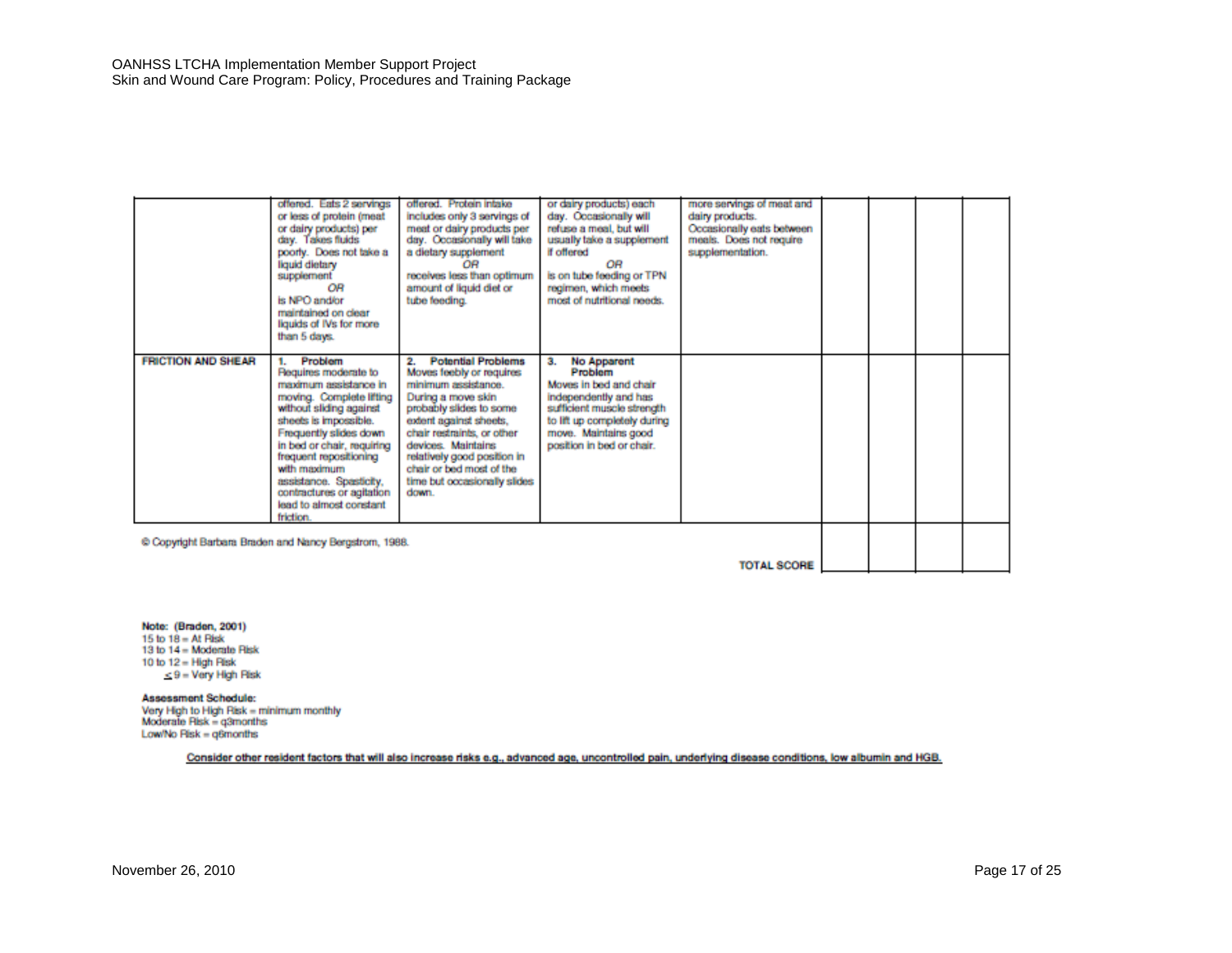| | | | | | | | | |
|---|---|---|---|---|---|---|---|---|
| | offered. Eats 2 servings or less of protein (meat or dairy products) per day. Takes fluids poorly. Does not take a liquid dietary supplement *OR* is NPO and/or maintained on clear liquids of IVs for more than 5 days. | offered. Protein intake includes only 3 servings of meat or dairy products per day. Occasionally will take a dietary supplement *OR* receives less than optimum amount of liquid diet or tube feeding. | or dairy products) each day. Occasionally will refuse a meal, but will usually take a supplement if offered *OR* is on tube feeding or TPN regimen, which meets most of nutritional needs. | more servings of meat and dairy products. Occasionally eats between meals. Does not require supplementation. | | | | |
| **FRICTION AND SHEAR** | **1. Problem** Requires moderate to maximum assistance in moving. Complete lifting without sliding against sheets is impossible. Frequently slides down in bed or chair, requiring frequent repositioning with maximum assistance. Spasticity, contractures or agitation lead to almost constant friction. | **2. Potential Problems** Moves feebly or requires minimum assistance. During a move skin probably slides to some extent against sheets, chair restraints, or other devices. Maintains relatively good position in chair or bed most of the time but occasionally slides down. | **3. No Apparent Problem** Moves in bed and chair independently and has sufficient muscle strength to lift up completely during move. Maintains good position in bed or chair. | | | | | |
| | | | | **TOTAL SCORE** | | | | |

© Copyright Barbara Braden and Nancy Bergstrom, 1988.

**Note: (Braden, 2001)**
15 to 18 = At Risk
13 to 14 = Moderate Risk
10 to 12 = High Risk
≤ 9 = Very High Risk

**Assessment Schedule:**
Very High to High Risk = minimum monthly
Moderate Risk = q3months
Low/No Risk = q6months

**Consider other resident factors that will also increase risks e.g., advanced age, uncontrolled pain, underlying disease conditions, low albumin and HGB.**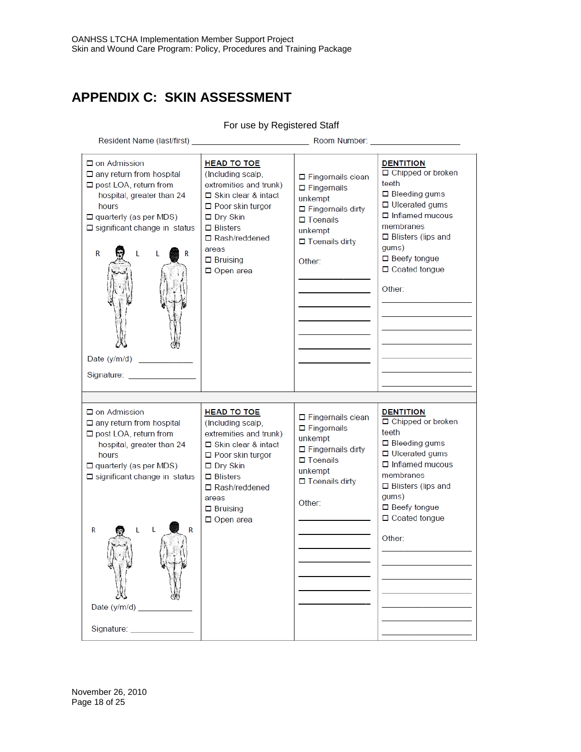# APPENDIX C: SKIN ASSESSMENT

For use by Registered Staff

Resident Name (last/first) ______________________ Room Number: ________________

| | | | |
|---|---|---|---|
| ☐ on Admission<br>☐ any return from hospital<br>☐ post LOA, return from hospital, greater than 24 hours<br>☐ quarterly (as per MDS)<br>☐ significant change in status<br><br>R L L R<br><br>Date (y/m/d) ___________<br><br>Signature: ______________ | **HEAD TO TOE**<br>(Including scalp, extremities and trunk)<br>☐ Skin clear & intact<br>☐ Poor skin turgor<br>☐ Dry Skin<br>☐ Blisters<br>☐ Rash/reddened areas<br>☐ Bruising<br>☐ Open area | ☐ Fingernails clean<br>☐ Fingernails unkempt<br>☐ Fingernails dirty<br>☐ Toenails unkempt<br>☐ Toenails dirty<br><br>Other:<br>____________<br>____________<br>____________<br>____________<br>____________<br>____________<br>____________ | **DENTITION**<br>☐ Chipped or broken teeth<br>☐ Bleeding gums<br>☐ Ulcerated gums<br>☐ Inflamed mucous membranes<br>☐ Blisters (lips and gums)<br>☐ Beefy tongue<br>☐ Coated tongue<br><br>Other:<br>____________<br>____________<br>____________<br>____________<br>____________<br>____________<br>____________ |
| ☐ on Admission<br>☐ any return from hospital<br>☐ post LOA, return from hospital, greater than 24 hours<br>☐ quarterly (as per MDS)<br>☐ significant change in status<br><br>R L L R<br><br>Date (y/m/d) ___________<br><br>Signature: ______________ | **HEAD TO TOE**<br>(Including scalp, extremities and trunk)<br>☐ Skin clear & intact<br>☐ Poor skin turgor<br>☐ Dry Skin<br>☐ Blisters<br>☐ Rash/reddened areas<br>☐ Bruising<br>☐ Open area | ☐ Fingernails clean<br>☐ Fingernails unkempt<br>☐ Fingernails dirty<br>☐ Toenails unkempt<br>☐ Toenails dirty<br><br>Other:<br>____________<br>____________<br>____________<br>____________<br>____________<br>____________<br>____________ | **DENTITION**<br>☐ Chipped or broken teeth<br>☐ Bleeding gums<br>☐ Ulcerated gums<br>☐ Inflamed mucous membranes<br>☐ Blisters (lips and gums)<br>☐ Beefy tongue<br>☐ Coated tongue<br><br>Other:<br>____________<br>____________<br>____________<br>____________<br>____________<br>____________<br>____________ |

November 26, 2010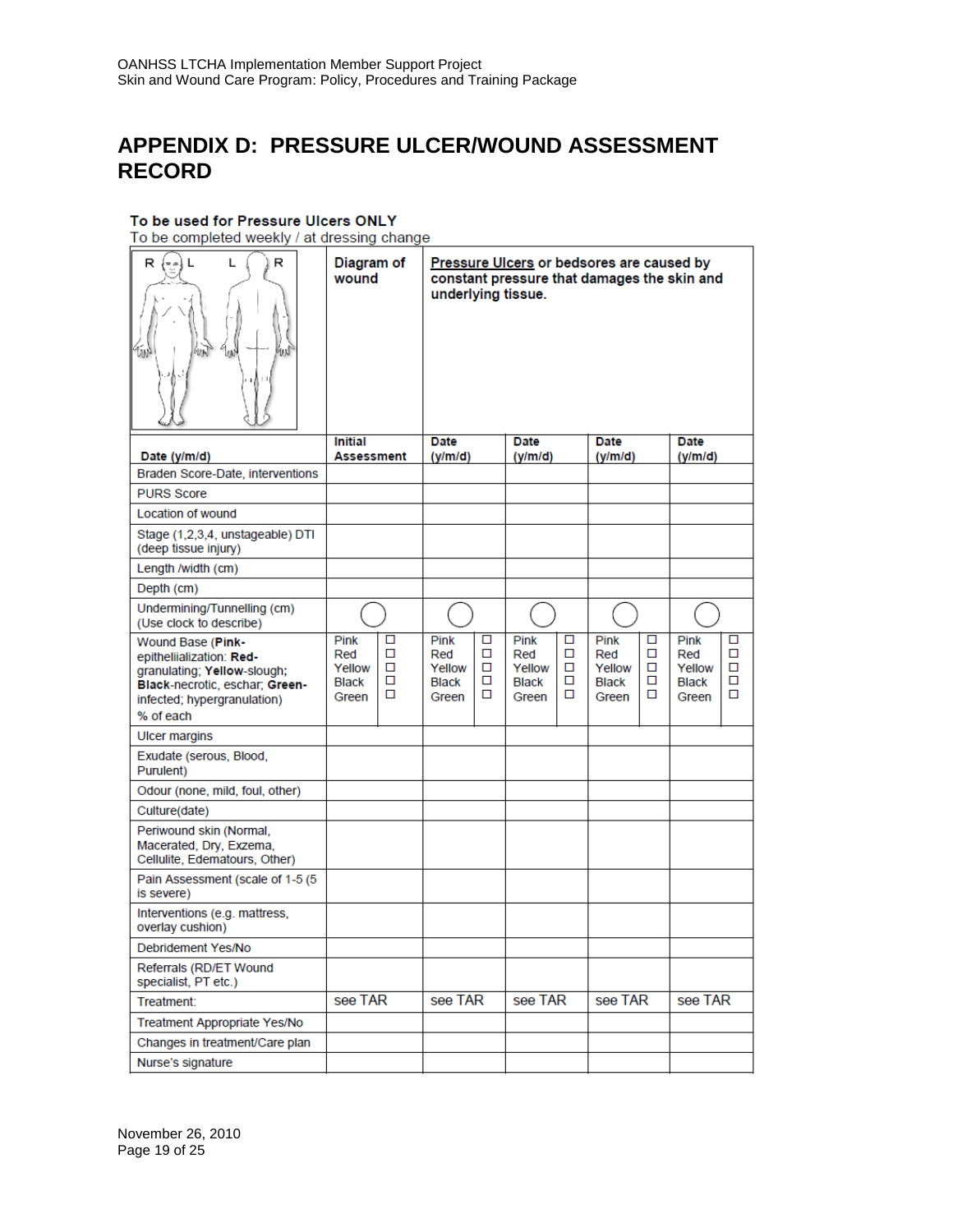# APPENDIX D: PRESSURE ULCER/WOUND ASSESSMENT RECORD

**To be used for Pressure Ulcers ONLY**

To be completed weekly / at dressing change

| R L L R | Diagram of wound | **Pressure Ulcers** or bedsores are caused by constant pressure that damages the skin and underlying tissue. | | | |
|---|---|---|---|---|---|
| Date (y/m/d) | Initial Assessment | Date (y/m/d) | Date (y/m/d) | Date (y/m/d) | Date (y/m/d) |
| Braden Score-Date, interventions | | | | | |
| PURS Score | | | | | |
| Location of wound | | | | | |
| Stage (1,2,3,4, unstageable) DTI (deep tissue injury) | | | | | |
| Length /width (cm) | | | | | |
| Depth (cm) | | | | | |
| Undermining/Tunnelling (cm) (Use clock to describe) | ◯ | ◯ | ◯ | ◯ | ◯ |
| Wound Base (**Pink**-epitheliialization: **Red**-granulating; **Yellow**-slough; **Black**-necrotic, eschar; **Green**-infected; hypergranulation) % of each | Pink ☐ Red ☐ Yellow ☐ Black ☐ Green ☐ | Pink ☐ Red ☐ Yellow ☐ Black ☐ Green ☐ | Pink ☐ Red ☐ Yellow ☐ Black ☐ Green ☐ | Pink ☐ Red ☐ Yellow ☐ Black ☐ Green ☐ | Pink ☐ Red ☐ Yellow ☐ Black ☐ Green ☐ |
| Ulcer margins | | | | | |
| Exudate (serous, Blood, Purulent) | | | | | |
| Odour (none, mild, foul, other) | | | | | |
| Culture(date) | | | | | |
| Periwound skin (Normal, Macerated, Dry, Exzema, Cellulite, Edematours, Other) | | | | | |
| Pain Assessment (scale of 1-5 (5 is severe) | | | | | |
| Interventions (e.g. mattress, overlay cushion) | | | | | |
| Debridement Yes/No | | | | | |
| Referrals (RD/ET Wound specialist, PT etc.) | | | | | |
| Treatment: | see TAR | see TAR | see TAR | see TAR | see TAR |
| Treatment Appropriate Yes/No | | | | | |
| Changes in treatment/Care plan | | | | | |
| Nurse's signature | | | | | |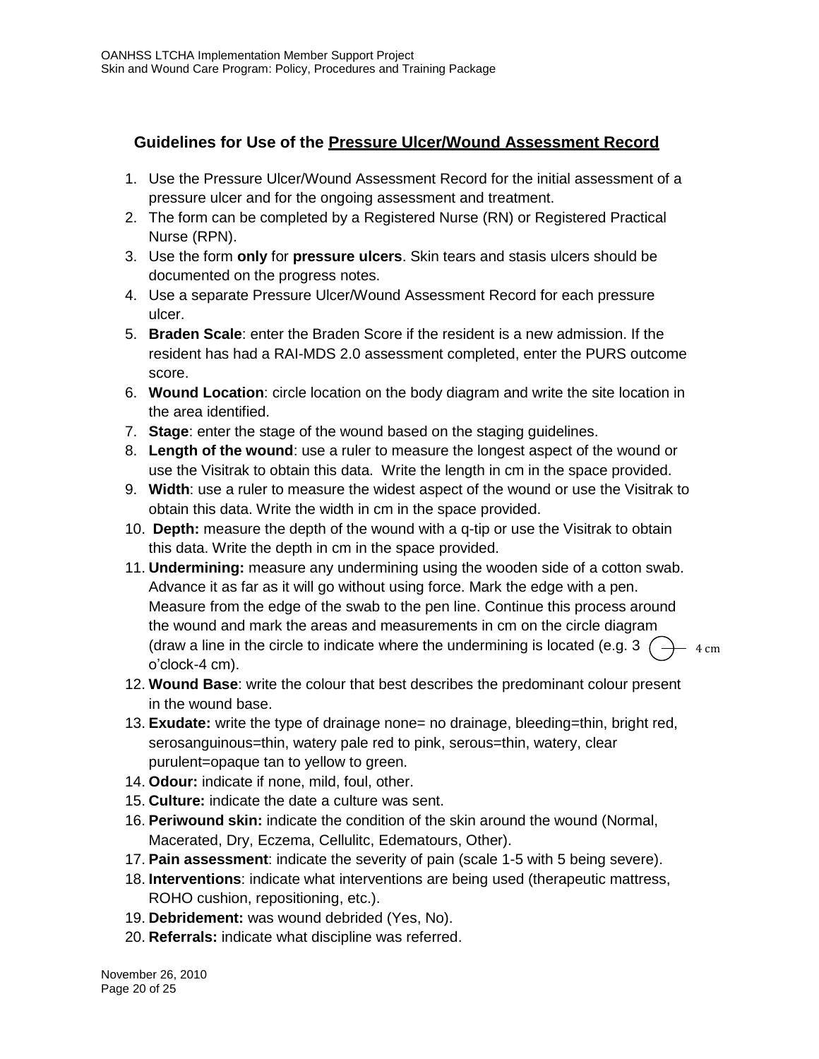## Guidelines for Use of the Pressure Ulcer/Wound Assessment Record

1. Use the Pressure Ulcer/Wound Assessment Record for the initial assessment of a pressure ulcer and for the ongoing assessment and treatment.
2. The form can be completed by a Registered Nurse (RN) or Registered Practical Nurse (RPN).
3. Use the form **only** for **pressure ulcers**. Skin tears and stasis ulcers should be documented on the progress notes.
4. Use a separate Pressure Ulcer/Wound Assessment Record for each pressure ulcer.
5. **Braden Scale**: enter the Braden Score if the resident is a new admission. If the resident has had a RAI-MDS 2.0 assessment completed, enter the PURS outcome score.
6. **Wound Location**: circle location on the body diagram and write the site location in the area identified.
7. **Stage**: enter the stage of the wound based on the staging guidelines.
8. **Length of the wound**: use a ruler to measure the longest aspect of the wound or use the Visitrak to obtain this data. Write the length in cm in the space provided.
9. **Width**: use a ruler to measure the widest aspect of the wound or use the Visitrak to obtain this data. Write the width in cm in the space provided.
10. **Depth:** measure the depth of the wound with a q-tip or use the Visitrak to obtain this data. Write the depth in cm in the space provided.
11. **Undermining:** measure any undermining using the wooden side of a cotton swab. Advance it as far as it will go without using force. Mark the edge with a pen. Measure from the edge of the swab to the pen line. Continue this process around the wound and mark the areas and measurements in cm on the circle diagram (draw a line in the circle to indicate where the undermining is located (e.g. 3 o'clock-4 cm). 4 cm
12. **Wound Base**: write the colour that best describes the predominant colour present in the wound base.
13. **Exudate:** write the type of drainage none= no drainage, bleeding=thin, bright red, serosanguinous=thin, watery pale red to pink, serous=thin, watery, clear purulent=opaque tan to yellow to green.
14. **Odour:** indicate if none, mild, foul, other.
15. **Culture:** indicate the date a culture was sent.
16. **Periwound skin:** indicate the condition of the skin around the wound (Normal, Macerated, Dry, Eczema, Cellulitc, Edematours, Other).
17. **Pain assessment**: indicate the severity of pain (scale 1-5 with 5 being severe).
18. **Interventions**: indicate what interventions are being used (therapeutic mattress, ROHO cushion, repositioning, etc.).
19. **Debridement:** was wound debrided (Yes, No).
20. **Referrals:** indicate what discipline was referred.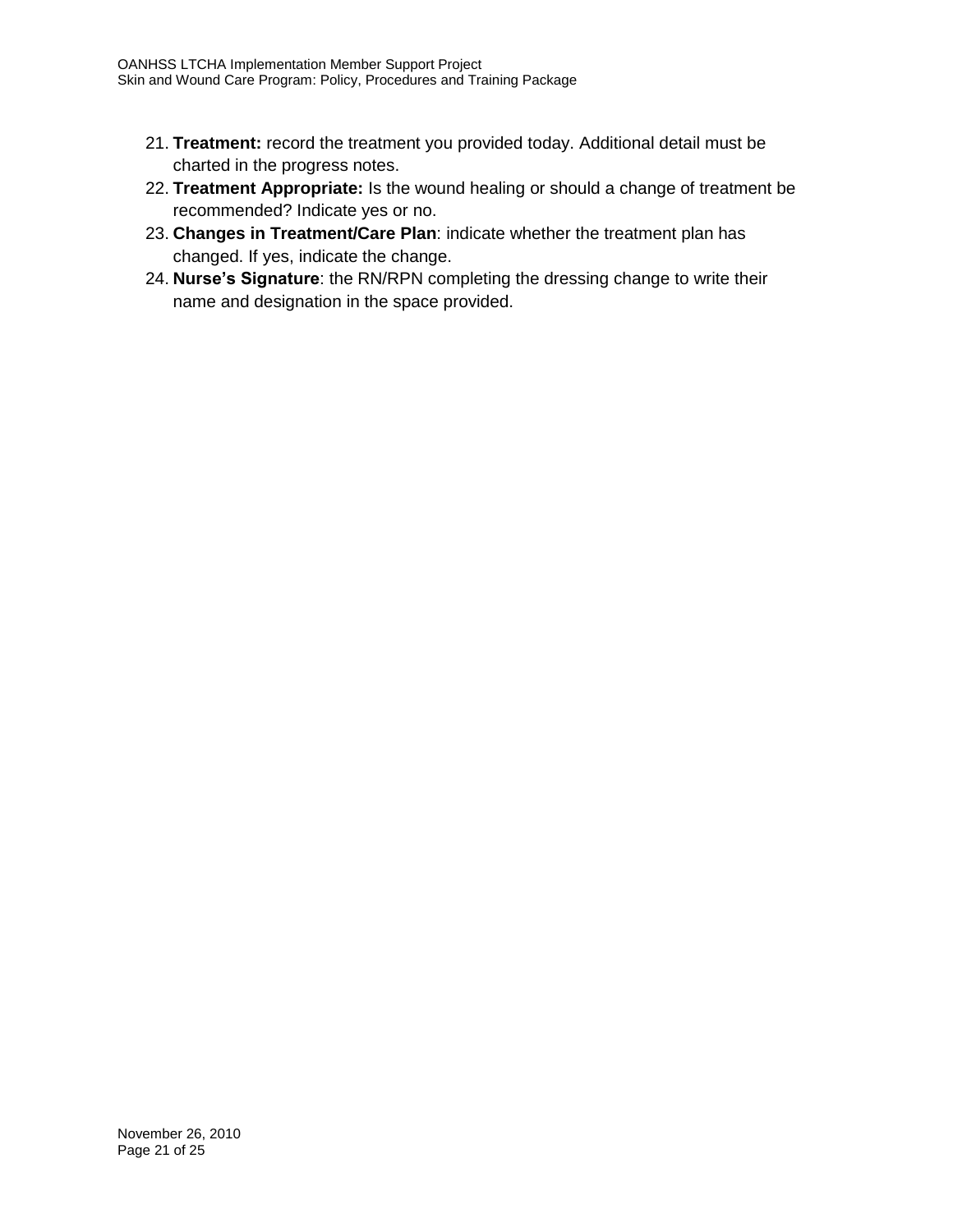21. **Treatment:** record the treatment you provided today. Additional detail must be charted in the progress notes.
22. **Treatment Appropriate:** Is the wound healing or should a change of treatment be recommended? Indicate yes or no.
23. **Changes in Treatment/Care Plan**: indicate whether the treatment plan has changed. If yes, indicate the change.
24. **Nurse's Signature**: the RN/RPN completing the dressing change to write their name and designation in the space provided.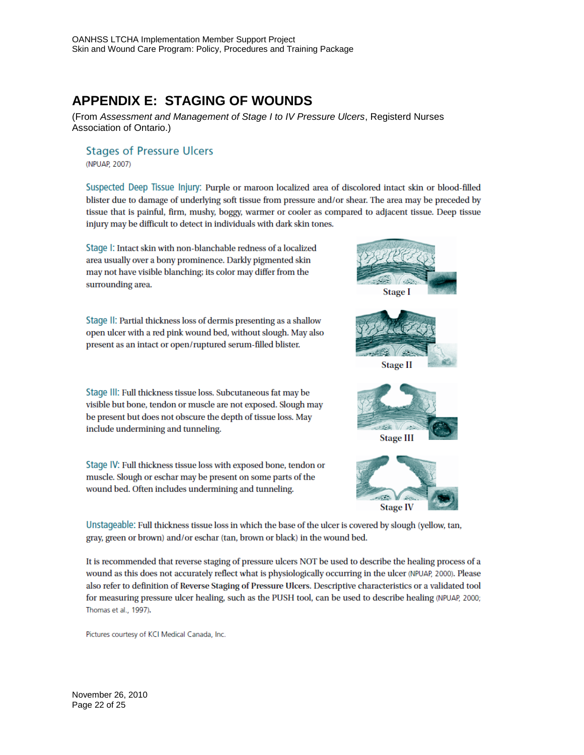# APPENDIX E: STAGING OF WOUNDS

(From *Assessment and Management of Stage I to IV Pressure Ulcers*, Registerd Nurses Association of Ontario.)

## Stages of Pressure Ulcers

(NPUAP, 2007)

**Suspected Deep Tissue Injury:** Purple or maroon localized area of discolored intact skin or blood-filled blister due to damage of underlying soft tissue from pressure and/or shear. The area may be preceded by tissue that is painful, firm, mushy, boggy, warmer or cooler as compared to adjacent tissue. Deep tissue injury may be difficult to detect in individuals with dark skin tones.

**Stage I:** Intact skin with non-blanchable redness of a localized area usually over a bony prominence. Darkly pigmented skin may not have visible blanching; its color may differ from the surrounding area.

Stage I

**Stage II:** Partial thickness loss of dermis presenting as a shallow open ulcer with a red pink wound bed, without slough. May also present as an intact or open/ruptured serum-filled blister.

Stage II

**Stage III:** Full thickness tissue loss. Subcutaneous fat may be visible but bone, tendon or muscle are not exposed. Slough may be present but does not obscure the depth of tissue loss. May include undermining and tunneling.

Stage III

**Stage IV:** Full thickness tissue loss with exposed bone, tendon or muscle. Slough or eschar may be present on some parts of the wound bed. Often includes undermining and tunneling.

Stage IV

**Unstageable:** Full thickness tissue loss in which the base of the ulcer is covered by slough (yellow, tan, gray, green or brown) and/or eschar (tan, brown or black) in the wound bed.

It is recommended that reverse staging of pressure ulcers NOT be used to describe the healing process of a wound as this does not accurately reflect what is physiologically occurring in the ulcer (NPUAP, 2000). Please also refer to definition of **Reverse Staging of Pressure Ulcers**. Descriptive characteristics or a validated tool for measuring pressure ulcer healing, such as the PUSH tool, can be used to describe healing (NPUAP, 2000; Thomas et al., 1997).

Pictures courtesy of KCI Medical Canada, Inc.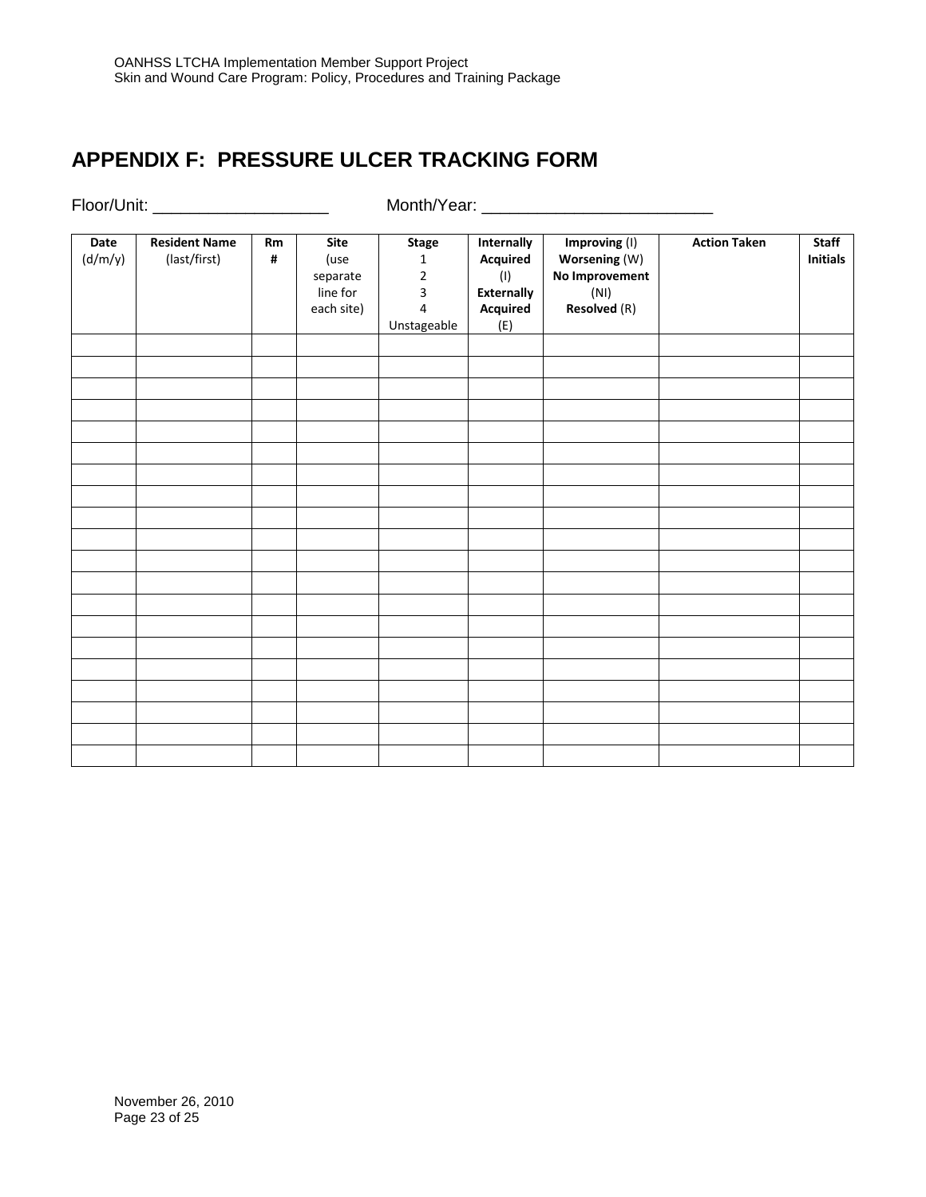# APPENDIX F: PRESSURE ULCER TRACKING FORM

Floor/Unit: ___________________ Month/Year: _________________________

| **Date** (d/m/y) | **Resident Name** (last/first) | **Rm #** | **Site** (use separate line for each site) | **Stage** 1 2 3 4 Unstageable | **Internally Acquired** (I) **Externally Acquired** (E) | **Improving** (I) **Worsening** (W) **No Improvement** (NI) **Resolved** (R) | **Action Taken** | **Staff Initials** |
|---|---|---|---|---|---|---|---|---|
| | | | | | | | | |
| | | | | | | | | |
| | | | | | | | | |
| | | | | | | | | |
| | | | | | | | | |
| | | | | | | | | |
| | | | | | | | | |
| | | | | | | | | |
| | | | | | | | | |
| | | | | | | | | |
| | | | | | | | | |
| | | | | | | | | |
| | | | | | | | | |
| | | | | | | | | |
| | | | | | | | | |
| | | | | | | | | |
| | | | | | | | | |
| | | | | | | | | |
| | | | | | | | | |
| | | | | | | | | |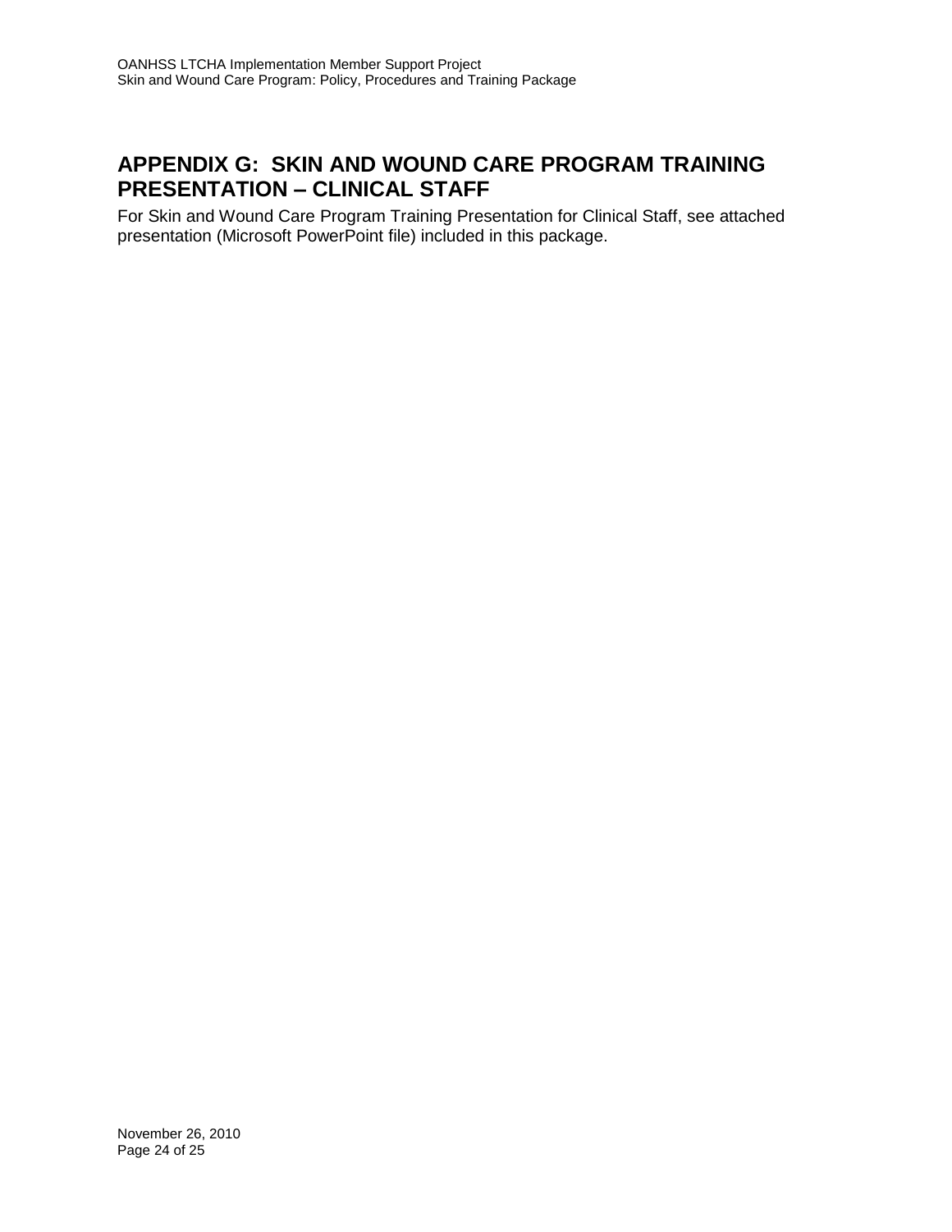## APPENDIX G: SKIN AND WOUND CARE PROGRAM TRAINING PRESENTATION – CLINICAL STAFF

For Skin and Wound Care Program Training Presentation for Clinical Staff, see attached presentation (Microsoft PowerPoint file) included in this package.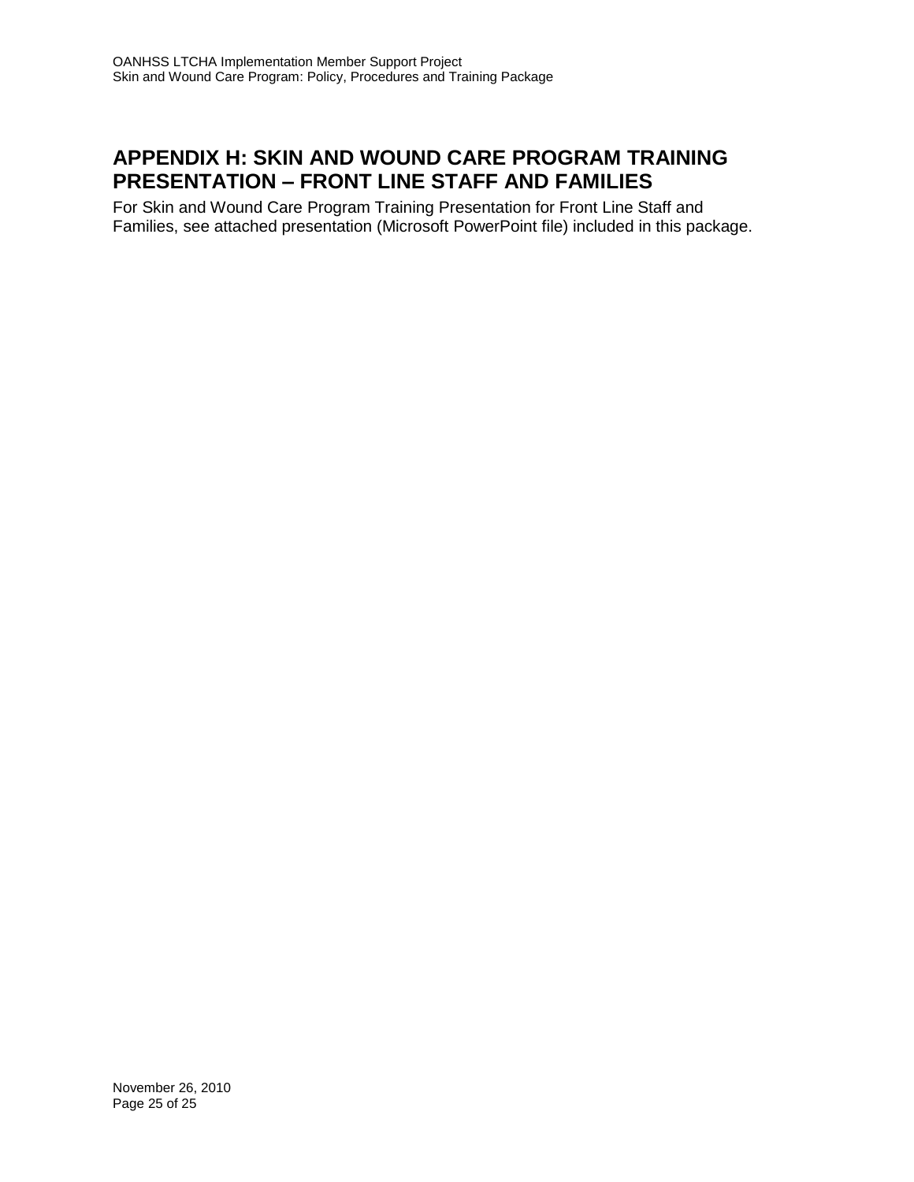## APPENDIX H: SKIN AND WOUND CARE PROGRAM TRAINING PRESENTATION – FRONT LINE STAFF AND FAMILIES

For Skin and Wound Care Program Training Presentation for Front Line Staff and Families, see attached presentation (Microsoft PowerPoint file) included in this package.